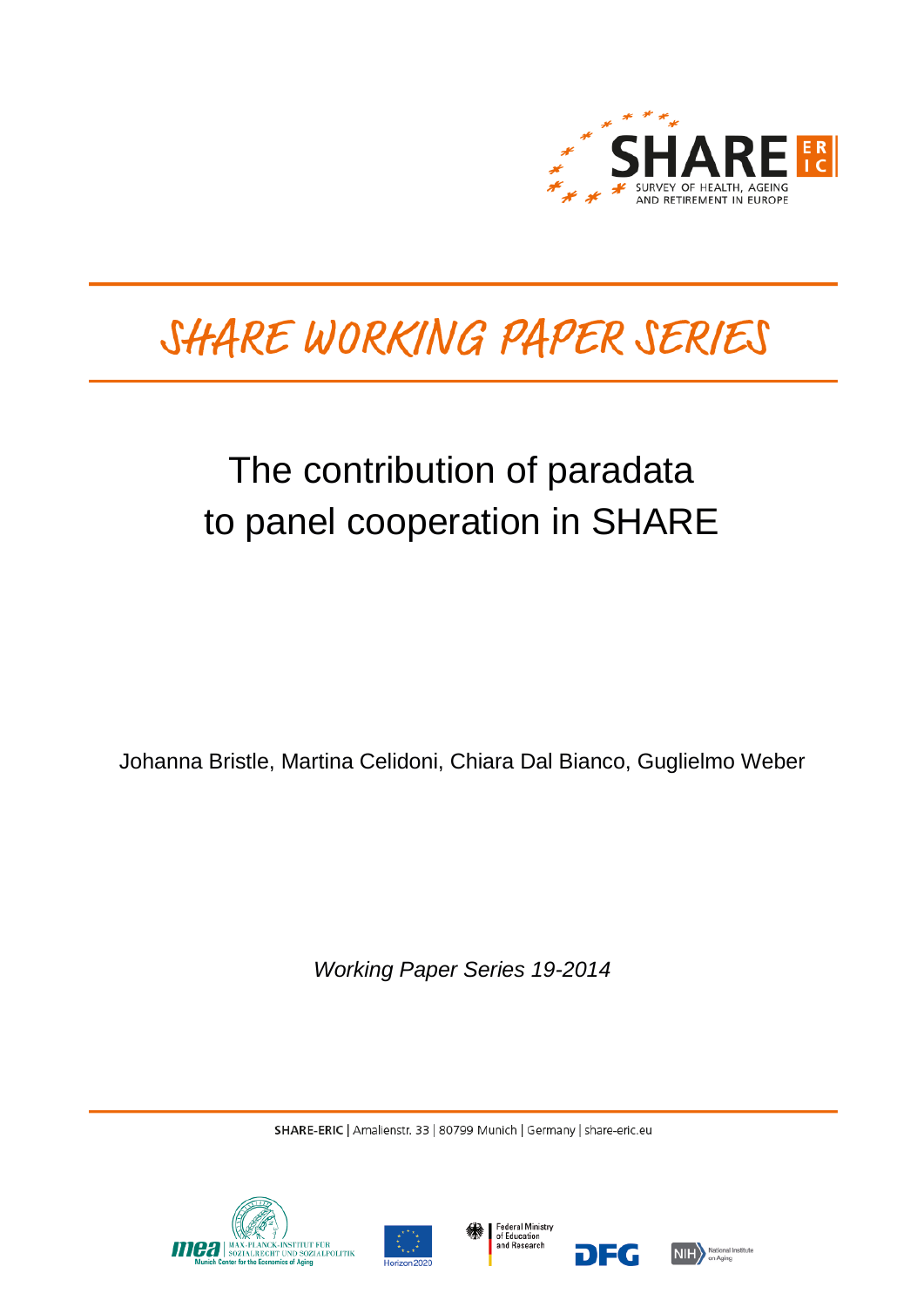SHARE ERIC

SURVEY OF HEALTH, AGEING AND RETIREMENT IN EUROPE

# SHARE WORKING PAPER SERIES

## The contribution of paradata to panel cooperation in SHARE

Johanna Bristle, Martina Celidoni, Chiara Dal Bianco, Guglielmo Weber

*Working Paper Series 19-2014*

**SHARE-ERIC** | Amalienstr. 33 | 80799 Munich | Germany | share-eric.eu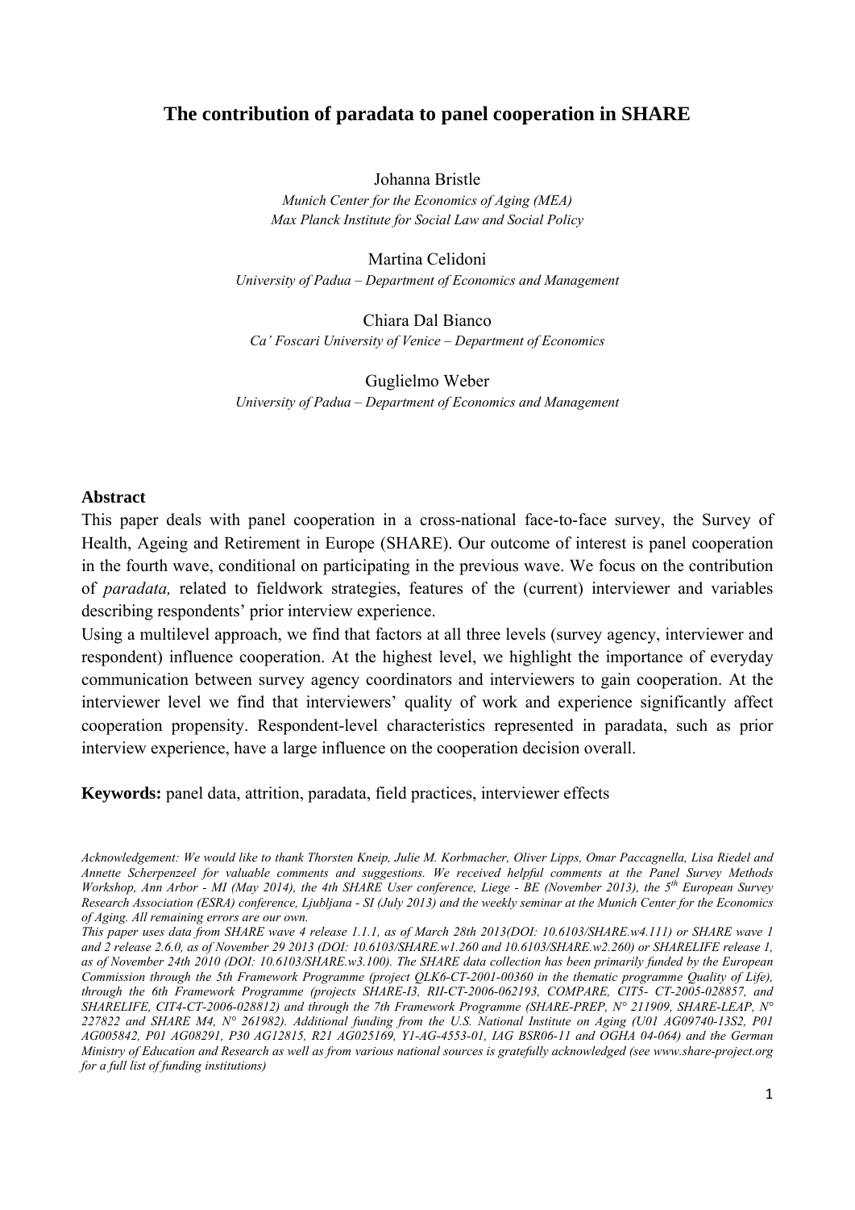# The contribution of paradata to panel cooperation in SHARE

Johanna Bristle

*Munich Center for the Economics of Aging (MEA)*
*Max Planck Institute for Social Law and Social Policy*

Martina Celidoni

*University of Padua – Department of Economics and Management*

Chiara Dal Bianco

*Ca' Foscari University of Venice – Department of Economics*

Guglielmo Weber

*University of Padua – Department of Economics and Management*

### Abstract

This paper deals with panel cooperation in a cross-national face-to-face survey, the Survey of Health, Ageing and Retirement in Europe (SHARE). Our outcome of interest is panel cooperation in the fourth wave, conditional on participating in the previous wave. We focus on the contribution of *paradata,* related to fieldwork strategies, features of the (current) interviewer and variables describing respondents' prior interview experience.

Using a multilevel approach, we find that factors at all three levels (survey agency, interviewer and respondent) influence cooperation. At the highest level, we highlight the importance of everyday communication between survey agency coordinators and interviewers to gain cooperation. At the interviewer level we find that interviewers' quality of work and experience significantly affect cooperation propensity. Respondent-level characteristics represented in paradata, such as prior interview experience, have a large influence on the cooperation decision overall.

**Keywords:** panel data, attrition, paradata, field practices, interviewer effects

*Acknowledgement: We would like to thank Thorsten Kneip, Julie M. Korbmacher, Oliver Lipps, Omar Paccagnella, Lisa Riedel and Annette Scherpenzeel for valuable comments and suggestions. We received helpful comments at the Panel Survey Methods Workshop, Ann Arbor - MI (May 2014), the 4th SHARE User conference, Liege - BE (November 2013), the 5th European Survey Research Association (ESRA) conference, Ljubljana - SI (July 2013) and the weekly seminar at the Munich Center for the Economics of Aging. All remaining errors are our own.*

*This paper uses data from SHARE wave 4 release 1.1.1, as of March 28th 2013(DOI: 10.6103/SHARE.w4.111) or SHARE wave 1 and 2 release 2.6.0, as of November 29 2013 (DOI: 10.6103/SHARE.w1.260 and 10.6103/SHARE.w2.260) or SHARELIFE release 1, as of November 24th 2010 (DOI: 10.6103/SHARE.w3.100). The SHARE data collection has been primarily funded by the European Commission through the 5th Framework Programme (project QLK6-CT-2001-00360 in the thematic programme Quality of Life), through the 6th Framework Programme (projects SHARE-I3, RII-CT-2006-062193, COMPARE, CIT5- CT-2005-028857, and SHARELIFE, CIT4-CT-2006-028812) and through the 7th Framework Programme (SHARE-PREP, N° 211909, SHARE-LEAP, N° 227822 and SHARE M4, N° 261982). Additional funding from the U.S. National Institute on Aging (U01 AG09740-13S2, P01 AG005842, P01 AG08291, P30 AG12815, R21 AG025169, Y1-AG-4553-01, IAG BSR06-11 and OGHA 04-064) and the German Ministry of Education and Research as well as from various national sources is gratefully acknowledged (see www.share-project.org for a full list of funding institutions)*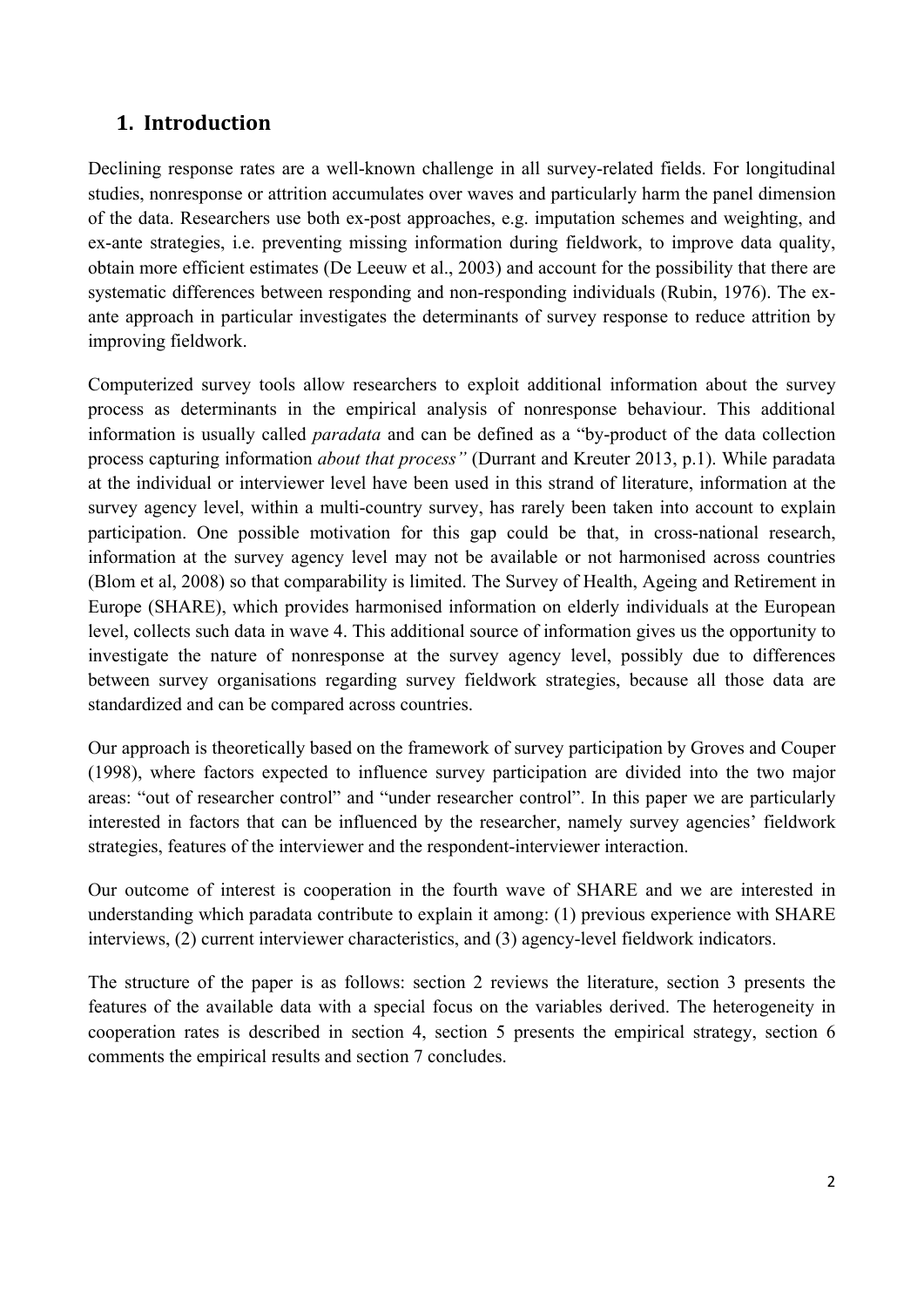# 1. Introduction

Declining response rates are a well-known challenge in all survey-related fields. For longitudinal studies, nonresponse or attrition accumulates over waves and particularly harm the panel dimension of the data. Researchers use both ex-post approaches, e.g. imputation schemes and weighting, and ex-ante strategies, i.e. preventing missing information during fieldwork, to improve data quality, obtain more efficient estimates (De Leeuw et al., 2003) and account for the possibility that there are systematic differences between responding and non-responding individuals (Rubin, 1976). The ex-ante approach in particular investigates the determinants of survey response to reduce attrition by improving fieldwork.

Computerized survey tools allow researchers to exploit additional information about the survey process as determinants in the empirical analysis of nonresponse behaviour. This additional information is usually called *paradata* and can be defined as a "by-product of the data collection process capturing information *about that process"* (Durrant and Kreuter 2013, p.1). While paradata at the individual or interviewer level have been used in this strand of literature, information at the survey agency level, within a multi-country survey, has rarely been taken into account to explain participation. One possible motivation for this gap could be that, in cross-national research, information at the survey agency level may not be available or not harmonised across countries (Blom et al, 2008) so that comparability is limited. The Survey of Health, Ageing and Retirement in Europe (SHARE), which provides harmonised information on elderly individuals at the European level, collects such data in wave 4. This additional source of information gives us the opportunity to investigate the nature of nonresponse at the survey agency level, possibly due to differences between survey organisations regarding survey fieldwork strategies, because all those data are standardized and can be compared across countries.

Our approach is theoretically based on the framework of survey participation by Groves and Couper (1998), where factors expected to influence survey participation are divided into the two major areas: "out of researcher control" and "under researcher control". In this paper we are particularly interested in factors that can be influenced by the researcher, namely survey agencies' fieldwork strategies, features of the interviewer and the respondent-interviewer interaction.

Our outcome of interest is cooperation in the fourth wave of SHARE and we are interested in understanding which paradata contribute to explain it among: (1) previous experience with SHARE interviews, (2) current interviewer characteristics, and (3) agency-level fieldwork indicators.

The structure of the paper is as follows: section 2 reviews the literature, section 3 presents the features of the available data with a special focus on the variables derived. The heterogeneity in cooperation rates is described in section 4, section 5 presents the empirical strategy, section 6 comments the empirical results and section 7 concludes.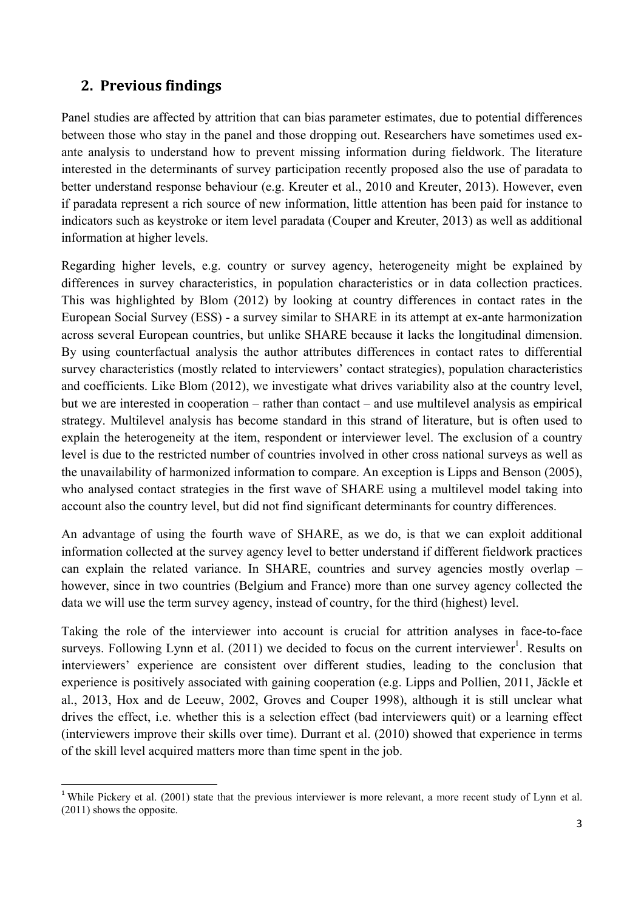## 2. Previous findings

Panel studies are affected by attrition that can bias parameter estimates, due to potential differences between those who stay in the panel and those dropping out. Researchers have sometimes used ex-ante analysis to understand how to prevent missing information during fieldwork. The literature interested in the determinants of survey participation recently proposed also the use of paradata to better understand response behaviour (e.g. Kreuter et al., 2010 and Kreuter, 2013). However, even if paradata represent a rich source of new information, little attention has been paid for instance to indicators such as keystroke or item level paradata (Couper and Kreuter, 2013) as well as additional information at higher levels.

Regarding higher levels, e.g. country or survey agency, heterogeneity might be explained by differences in survey characteristics, in population characteristics or in data collection practices. This was highlighted by Blom (2012) by looking at country differences in contact rates in the European Social Survey (ESS) - a survey similar to SHARE in its attempt at ex-ante harmonization across several European countries, but unlike SHARE because it lacks the longitudinal dimension. By using counterfactual analysis the author attributes differences in contact rates to differential survey characteristics (mostly related to interviewers' contact strategies), population characteristics and coefficients. Like Blom (2012), we investigate what drives variability also at the country level, but we are interested in cooperation – rather than contact – and use multilevel analysis as empirical strategy. Multilevel analysis has become standard in this strand of literature, but is often used to explain the heterogeneity at the item, respondent or interviewer level. The exclusion of a country level is due to the restricted number of countries involved in other cross national surveys as well as the unavailability of harmonized information to compare. An exception is Lipps and Benson (2005), who analysed contact strategies in the first wave of SHARE using a multilevel model taking into account also the country level, but did not find significant determinants for country differences.

An advantage of using the fourth wave of SHARE, as we do, is that we can exploit additional information collected at the survey agency level to better understand if different fieldwork practices can explain the related variance. In SHARE, countries and survey agencies mostly overlap – however, since in two countries (Belgium and France) more than one survey agency collected the data we will use the term survey agency, instead of country, for the third (highest) level.

Taking the role of the interviewer into account is crucial for attrition analyses in face-to-face surveys. Following Lynn et al. (2011) we decided to focus on the current interviewer[1]. Results on interviewers' experience are consistent over different studies, leading to the conclusion that experience is positively associated with gaining cooperation (e.g. Lipps and Pollien, 2011, Jäckle et al., 2013, Hox and de Leeuw, 2002, Groves and Couper 1998), although it is still unclear what drives the effect, i.e. whether this is a selection effect (bad interviewers quit) or a learning effect (interviewers improve their skills over time). Durrant et al. (2010) showed that experience in terms of the skill level acquired matters more than time spent in the job.

[1] While Pickery et al. (2001) state that the previous interviewer is more relevant, a more recent study of Lynn et al. (2011) shows the opposite.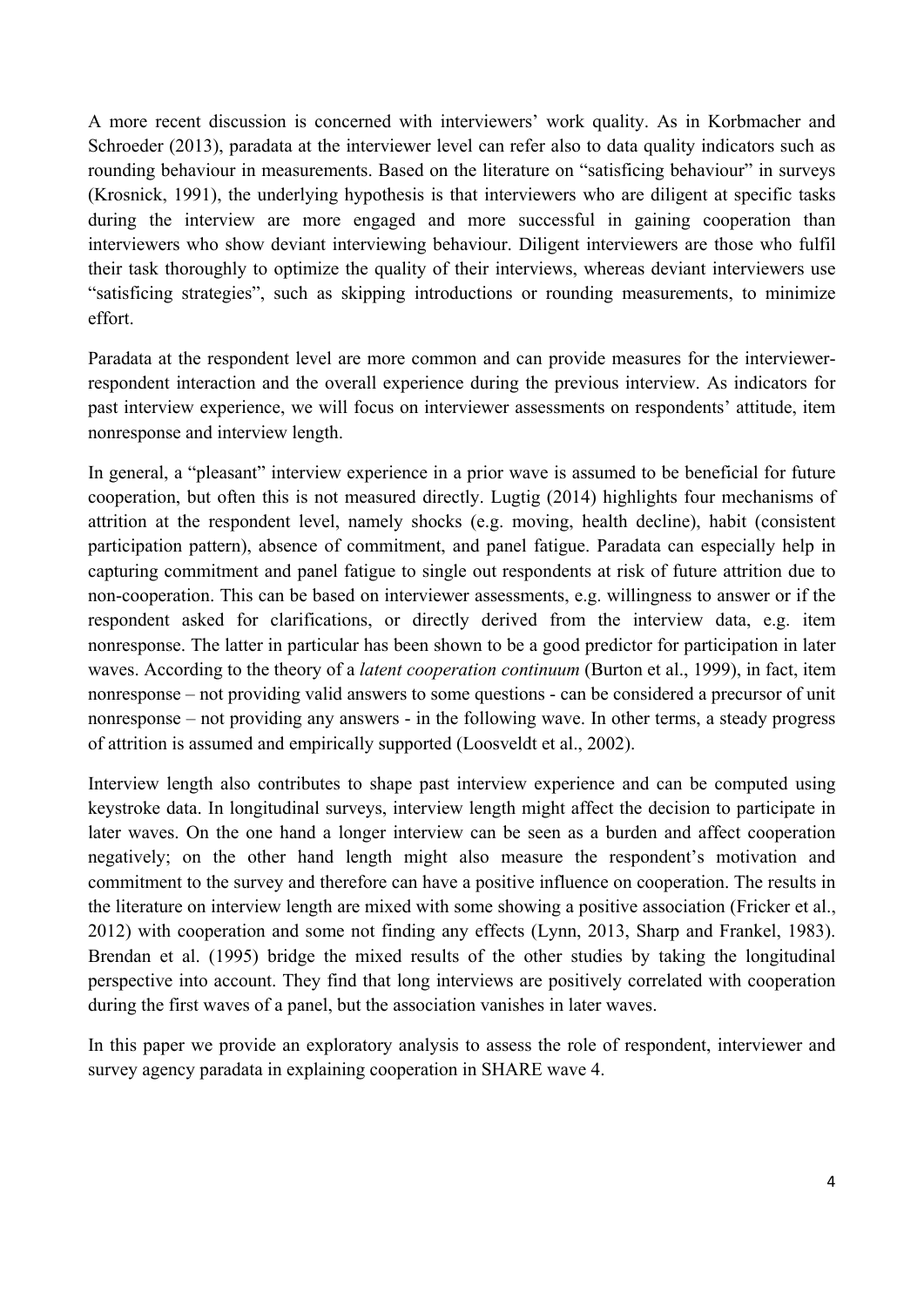A more recent discussion is concerned with interviewers' work quality. As in Korbmacher and Schroeder (2013), paradata at the interviewer level can refer also to data quality indicators such as rounding behaviour in measurements. Based on the literature on "satisficing behaviour" in surveys (Krosnick, 1991), the underlying hypothesis is that interviewers who are diligent at specific tasks during the interview are more engaged and more successful in gaining cooperation than interviewers who show deviant interviewing behaviour. Diligent interviewers are those who fulfil their task thoroughly to optimize the quality of their interviews, whereas deviant interviewers use "satisficing strategies", such as skipping introductions or rounding measurements, to minimize effort.

Paradata at the respondent level are more common and can provide measures for the interviewer-respondent interaction and the overall experience during the previous interview. As indicators for past interview experience, we will focus on interviewer assessments on respondents' attitude, item nonresponse and interview length.

In general, a "pleasant" interview experience in a prior wave is assumed to be beneficial for future cooperation, but often this is not measured directly. Lugtig (2014) highlights four mechanisms of attrition at the respondent level, namely shocks (e.g. moving, health decline), habit (consistent participation pattern), absence of commitment, and panel fatigue. Paradata can especially help in capturing commitment and panel fatigue to single out respondents at risk of future attrition due to non-cooperation. This can be based on interviewer assessments, e.g. willingness to answer or if the respondent asked for clarifications, or directly derived from the interview data, e.g. item nonresponse. The latter in particular has been shown to be a good predictor for participation in later waves. According to the theory of a *latent cooperation continuum* (Burton et al., 1999), in fact, item nonresponse – not providing valid answers to some questions - can be considered a precursor of unit nonresponse – not providing any answers - in the following wave. In other terms, a steady progress of attrition is assumed and empirically supported (Loosveldt et al., 2002).

Interview length also contributes to shape past interview experience and can be computed using keystroke data. In longitudinal surveys, interview length might affect the decision to participate in later waves. On the one hand a longer interview can be seen as a burden and affect cooperation negatively; on the other hand length might also measure the respondent's motivation and commitment to the survey and therefore can have a positive influence on cooperation. The results in the literature on interview length are mixed with some showing a positive association (Fricker et al., 2012) with cooperation and some not finding any effects (Lynn, 2013, Sharp and Frankel, 1983). Brendan et al. (1995) bridge the mixed results of the other studies by taking the longitudinal perspective into account. They find that long interviews are positively correlated with cooperation during the first waves of a panel, but the association vanishes in later waves.

In this paper we provide an exploratory analysis to assess the role of respondent, interviewer and survey agency paradata in explaining cooperation in SHARE wave 4.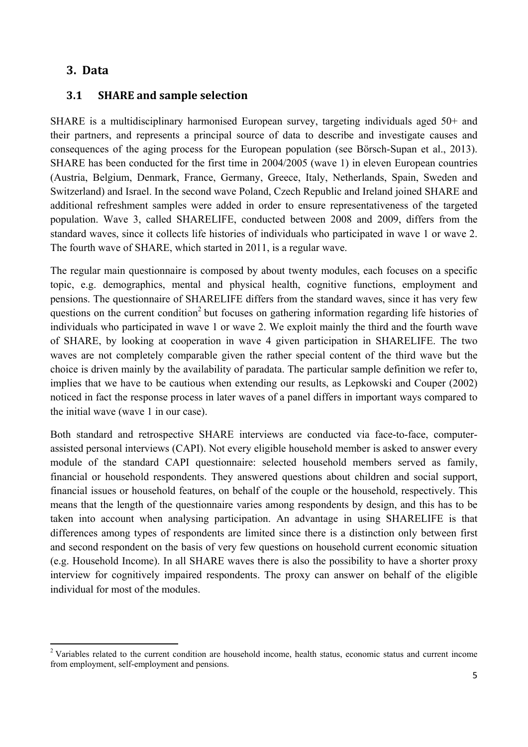## 3. Data

### 3.1 SHARE and sample selection

SHARE is a multidisciplinary harmonised European survey, targeting individuals aged 50+ and their partners, and represents a principal source of data to describe and investigate causes and consequences of the aging process for the European population (see Börsch-Supan et al., 2013). SHARE has been conducted for the first time in 2004/2005 (wave 1) in eleven European countries (Austria, Belgium, Denmark, France, Germany, Greece, Italy, Netherlands, Spain, Sweden and Switzerland) and Israel. In the second wave Poland, Czech Republic and Ireland joined SHARE and additional refreshment samples were added in order to ensure representativeness of the targeted population. Wave 3, called SHARELIFE, conducted between 2008 and 2009, differs from the standard waves, since it collects life histories of individuals who participated in wave 1 or wave 2. The fourth wave of SHARE, which started in 2011, is a regular wave.

The regular main questionnaire is composed by about twenty modules, each focuses on a specific topic, e.g. demographics, mental and physical health, cognitive functions, employment and pensions. The questionnaire of SHARELIFE differs from the standard waves, since it has very few questions on the current condition[2] but focuses on gathering information regarding life histories of individuals who participated in wave 1 or wave 2. We exploit mainly the third and the fourth wave of SHARE, by looking at cooperation in wave 4 given participation in SHARELIFE. The two waves are not completely comparable given the rather special content of the third wave but the choice is driven mainly by the availability of paradata. The particular sample definition we refer to, implies that we have to be cautious when extending our results, as Lepkowski and Couper (2002) noticed in fact the response process in later waves of a panel differs in important ways compared to the initial wave (wave 1 in our case).

Both standard and retrospective SHARE interviews are conducted via face-to-face, computer-assisted personal interviews (CAPI). Not every eligible household member is asked to answer every module of the standard CAPI questionnaire: selected household members served as family, financial or household respondents. They answered questions about children and social support, financial issues or household features, on behalf of the couple or the household, respectively. This means that the length of the questionnaire varies among respondents by design, and this has to be taken into account when analysing participation. An advantage in using SHARELIFE is that differences among types of respondents are limited since there is a distinction only between first and second respondent on the basis of very few questions on household current economic situation (e.g. Household Income). In all SHARE waves there is also the possibility to have a shorter proxy interview for cognitively impaired respondents. The proxy can answer on behalf of the eligible individual for most of the modules.

---

[2] Variables related to the current condition are household income, health status, economic status and current income from employment, self-employment and pensions.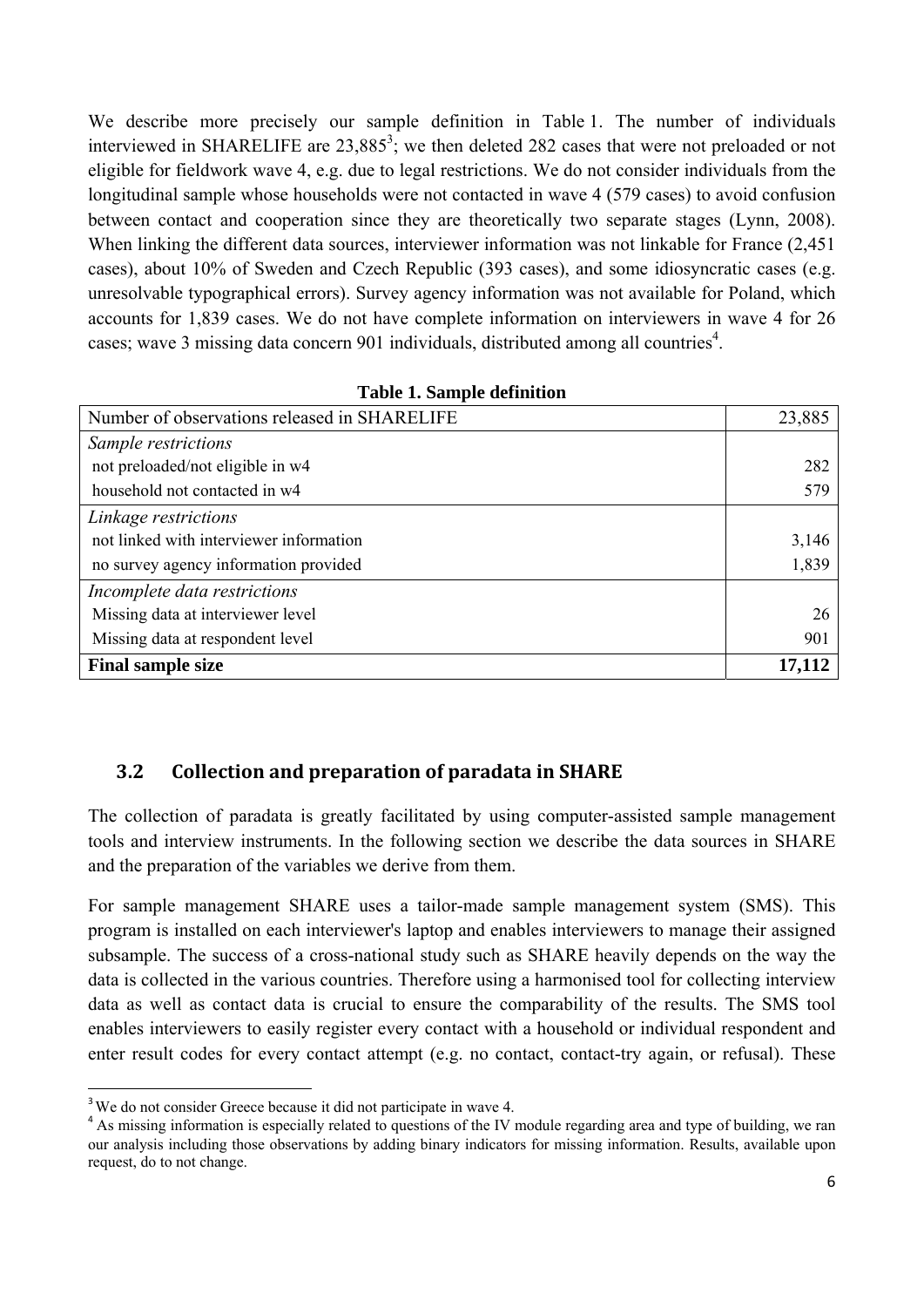We describe more precisely our sample definition in Table 1. The number of individuals interviewed in SHARELIFE are 23,885[3]; we then deleted 282 cases that were not preloaded or not eligible for fieldwork wave 4, e.g. due to legal restrictions. We do not consider individuals from the longitudinal sample whose households were not contacted in wave 4 (579 cases) to avoid confusion between contact and cooperation since they are theoretically two separate stages (Lynn, 2008). When linking the different data sources, interviewer information was not linkable for France (2,451 cases), about 10% of Sweden and Czech Republic (393 cases), and some idiosyncratic cases (e.g. unresolvable typographical errors). Survey agency information was not available for Poland, which accounts for 1,839 cases. We do not have complete information on interviewers in wave 4 for 26 cases; wave 3 missing data concern 901 individuals, distributed among all countries[4].

**Table 1. Sample definition**

| Number of observations released in SHARELIFE | 23,885 |
|---|---|
| *Sample restrictions* | |
| not preloaded/not eligible in w4 | 282 |
| household not contacted in w4 | 579 |
| *Linkage restrictions* | |
| not linked with interviewer information | 3,146 |
| no survey agency information provided | 1,839 |
| *Incomplete data restrictions* | |
| Missing data at interviewer level | 26 |
| Missing data at respondent level | 901 |
| **Final sample size** | **17,112** |

## 3.2 Collection and preparation of paradata in SHARE

The collection of paradata is greatly facilitated by using computer-assisted sample management tools and interview instruments. In the following section we describe the data sources in SHARE and the preparation of the variables we derive from them.

For sample management SHARE uses a tailor-made sample management system (SMS). This program is installed on each interviewer's laptop and enables interviewers to manage their assigned subsample. The success of a cross-national study such as SHARE heavily depends on the way the data is collected in the various countries. Therefore using a harmonised tool for collecting interview data as well as contact data is crucial to ensure the comparability of the results. The SMS tool enables interviewers to easily register every contact with a household or individual respondent and enter result codes for every contact attempt (e.g. no contact, contact-try again, or refusal). These

---

[3] We do not consider Greece because it did not participate in wave 4.

[4] As missing information is especially related to questions of the IV module regarding area and type of building, we ran our analysis including those observations by adding binary indicators for missing information. Results, available upon request, do to not change.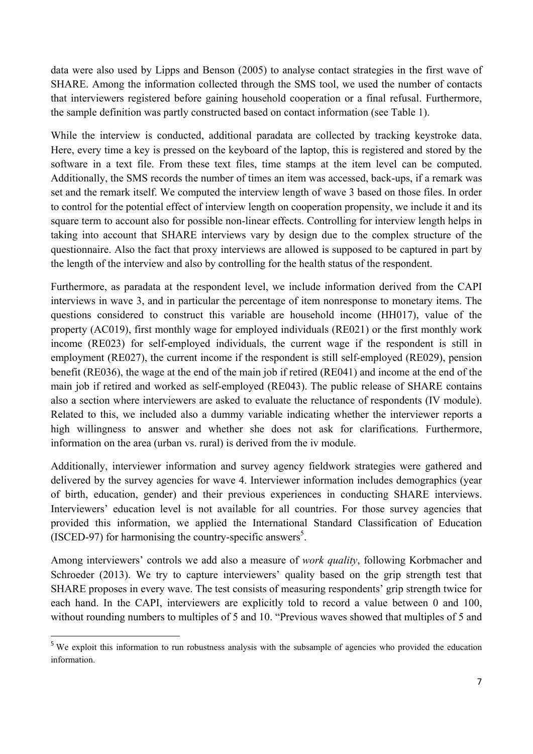data were also used by Lipps and Benson (2005) to analyse contact strategies in the first wave of SHARE. Among the information collected through the SMS tool, we used the number of contacts that interviewers registered before gaining household cooperation or a final refusal. Furthermore, the sample definition was partly constructed based on contact information (see Table 1).

While the interview is conducted, additional paradata are collected by tracking keystroke data. Here, every time a key is pressed on the keyboard of the laptop, this is registered and stored by the software in a text file. From these text files, time stamps at the item level can be computed. Additionally, the SMS records the number of times an item was accessed, back-ups, if a remark was set and the remark itself. We computed the interview length of wave 3 based on those files. In order to control for the potential effect of interview length on cooperation propensity, we include it and its square term to account also for possible non-linear effects. Controlling for interview length helps in taking into account that SHARE interviews vary by design due to the complex structure of the questionnaire. Also the fact that proxy interviews are allowed is supposed to be captured in part by the length of the interview and also by controlling for the health status of the respondent.

Furthermore, as paradata at the respondent level, we include information derived from the CAPI interviews in wave 3, and in particular the percentage of item nonresponse to monetary items. The questions considered to construct this variable are household income (HH017), value of the property (AC019), first monthly wage for employed individuals (RE021) or the first monthly work income (RE023) for self-employed individuals, the current wage if the respondent is still in employment (RE027), the current income if the respondent is still self-employed (RE029), pension benefit (RE036), the wage at the end of the main job if retired (RE041) and income at the end of the main job if retired and worked as self-employed (RE043). The public release of SHARE contains also a section where interviewers are asked to evaluate the reluctance of respondents (IV module). Related to this, we included also a dummy variable indicating whether the interviewer reports a high willingness to answer and whether she does not ask for clarifications. Furthermore, information on the area (urban vs. rural) is derived from the iv module.

Additionally, interviewer information and survey agency fieldwork strategies were gathered and delivered by the survey agencies for wave 4. Interviewer information includes demographics (year of birth, education, gender) and their previous experiences in conducting SHARE interviews. Interviewers' education level is not available for all countries. For those survey agencies that provided this information, we applied the International Standard Classification of Education (ISCED-97) for harmonising the country-specific answers[5].

Among interviewers' controls we add also a measure of *work quality*, following Korbmacher and Schroeder (2013). We try to capture interviewers' quality based on the grip strength test that SHARE proposes in every wave. The test consists of measuring respondents' grip strength twice for each hand. In the CAPI, interviewers are explicitly told to record a value between 0 and 100, without rounding numbers to multiples of 5 and 10. "Previous waves showed that multiples of 5 and

[5] We exploit this information to run robustness analysis with the subsample of agencies who provided the education information.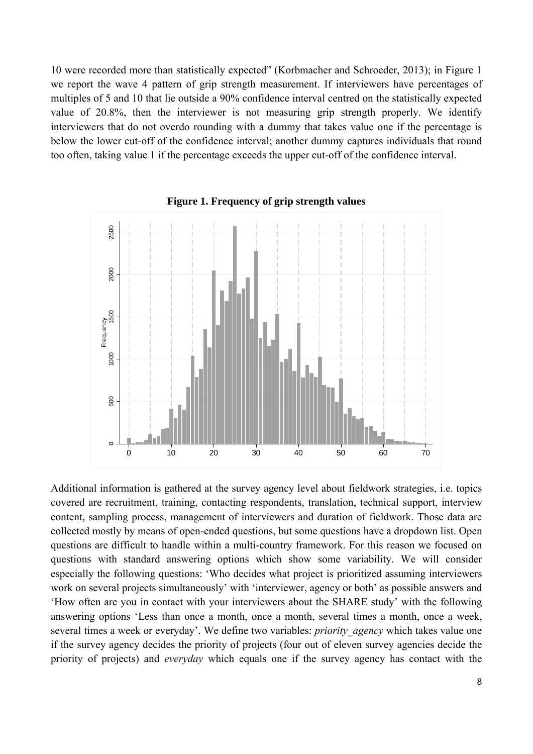10 were recorded more than statistically expected" (Korbmacher and Schroeder, 2013); in Figure 1 we report the wave 4 pattern of grip strength measurement. If interviewers have percentages of multiples of 5 and 10 that lie outside a 90% confidence interval centred on the statistically expected value of 20.8%, then the interviewer is not measuring grip strength properly. We identify interviewers that do not overdo rounding with a dummy that takes value one if the percentage is below the lower cut-off of the confidence interval; another dummy captures individuals that round too often, taking value 1 if the percentage exceeds the upper cut-off of the confidence interval.

**Figure 1. Frequency of grip strength values**

Additional information is gathered at the survey agency level about fieldwork strategies, i.e. topics covered are recruitment, training, contacting respondents, translation, technical support, interview content, sampling process, management of interviewers and duration of fieldwork. Those data are collected mostly by means of open-ended questions, but some questions have a dropdown list. Open questions are difficult to handle within a multi-country framework. For this reason we focused on questions with standard answering options which show some variability. We will consider especially the following questions: 'Who decides what project is prioritized assuming interviewers work on several projects simultaneously' with 'interviewer, agency or both' as possible answers and 'How often are you in contact with your interviewers about the SHARE study' with the following answering options 'Less than once a month, once a month, several times a month, once a week, several times a week or everyday'. We define two variables: *priority_agency* which takes value one if the survey agency decides the priority of projects (four out of eleven survey agencies decide the priority of projects) and *everyday* which equals one if the survey agency has contact with the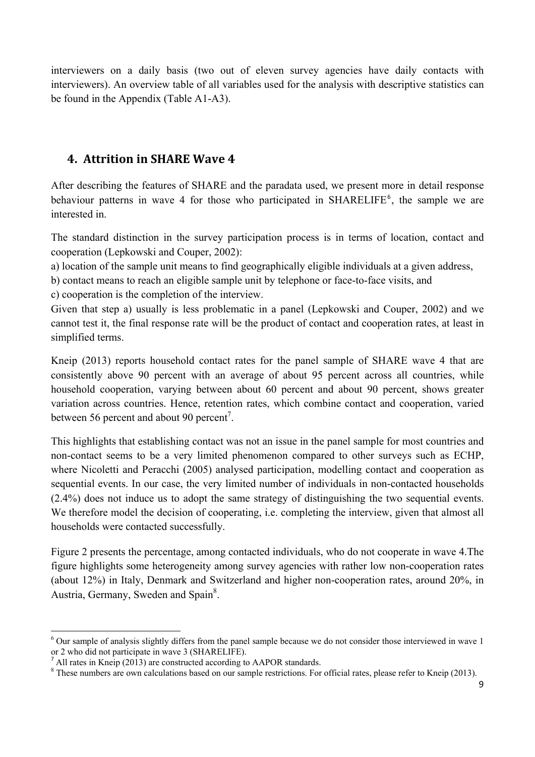interviewers on a daily basis (two out of eleven survey agencies have daily contacts with interviewers). An overview table of all variables used for the analysis with descriptive statistics can be found in the Appendix (Table A1-A3).

## 4. Attrition in SHARE Wave 4

After describing the features of SHARE and the paradata used, we present more in detail response behaviour patterns in wave 4 for those who participated in SHARELIFE[6], the sample we are interested in.

The standard distinction in the survey participation process is in terms of location, contact and cooperation (Lepkowski and Couper, 2002):

a) location of the sample unit means to find geographically eligible individuals at a given address,

b) contact means to reach an eligible sample unit by telephone or face-to-face visits, and

c) cooperation is the completion of the interview.

Given that step a) usually is less problematic in a panel (Lepkowski and Couper, 2002) and we cannot test it, the final response rate will be the product of contact and cooperation rates, at least in simplified terms.

Kneip (2013) reports household contact rates for the panel sample of SHARE wave 4 that are consistently above 90 percent with an average of about 95 percent across all countries, while household cooperation, varying between about 60 percent and about 90 percent, shows greater variation across countries. Hence, retention rates, which combine contact and cooperation, varied between 56 percent and about 90 percent[7].

This highlights that establishing contact was not an issue in the panel sample for most countries and non-contact seems to be a very limited phenomenon compared to other surveys such as ECHP, where Nicoletti and Peracchi (2005) analysed participation, modelling contact and cooperation as sequential events. In our case, the very limited number of individuals in non-contacted households (2.4%) does not induce us to adopt the same strategy of distinguishing the two sequential events. We therefore model the decision of cooperating, i.e. completing the interview, given that almost all households were contacted successfully.

Figure 2 presents the percentage, among contacted individuals, who do not cooperate in wave 4.The figure highlights some heterogeneity among survey agencies with rather low non-cooperation rates (about 12%) in Italy, Denmark and Switzerland and higher non-cooperation rates, around 20%, in Austria, Germany, Sweden and Spain[8].

---

[6] Our sample of analysis slightly differs from the panel sample because we do not consider those interviewed in wave 1 or 2 who did not participate in wave 3 (SHARELIFE).

[7] All rates in Kneip (2013) are constructed according to AAPOR standards.

[8] These numbers are own calculations based on our sample restrictions. For official rates, please refer to Kneip (2013).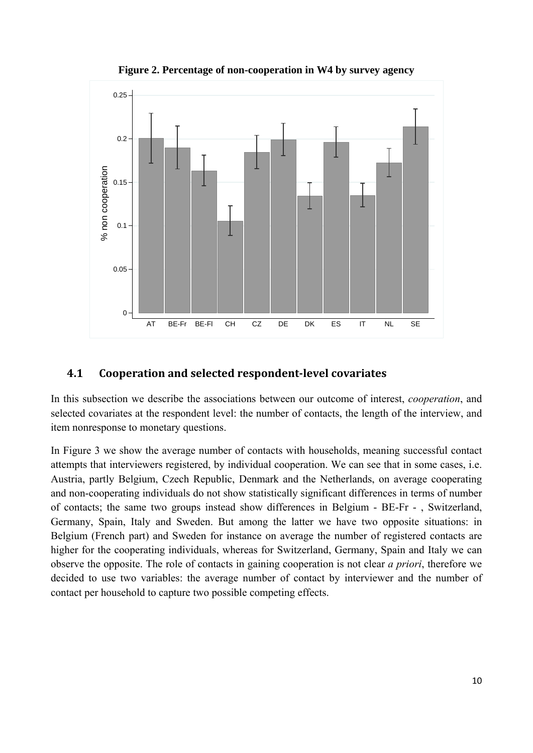**Figure 2. Percentage of non-cooperation in W4 by survey agency**

## 4.1 Cooperation and selected respondent-level covariates

In this subsection we describe the associations between our outcome of interest, *cooperation*, and selected covariates at the respondent level: the number of contacts, the length of the interview, and item nonresponse to monetary questions.

In Figure 3 we show the average number of contacts with households, meaning successful contact attempts that interviewers registered, by individual cooperation. We can see that in some cases, i.e. Austria, partly Belgium, Czech Republic, Denmark and the Netherlands, on average cooperating and non-cooperating individuals do not show statistically significant differences in terms of number of contacts; the same two groups instead show differences in Belgium - BE-Fr - , Switzerland, Germany, Spain, Italy and Sweden. But among the latter we have two opposite situations: in Belgium (French part) and Sweden for instance on average the number of registered contacts are higher for the cooperating individuals, whereas for Switzerland, Germany, Spain and Italy we can observe the opposite. The role of contacts in gaining cooperation is not clear *a priori*, therefore we decided to use two variables: the average number of contact by interviewer and the number of contact per household to capture two possible competing effects.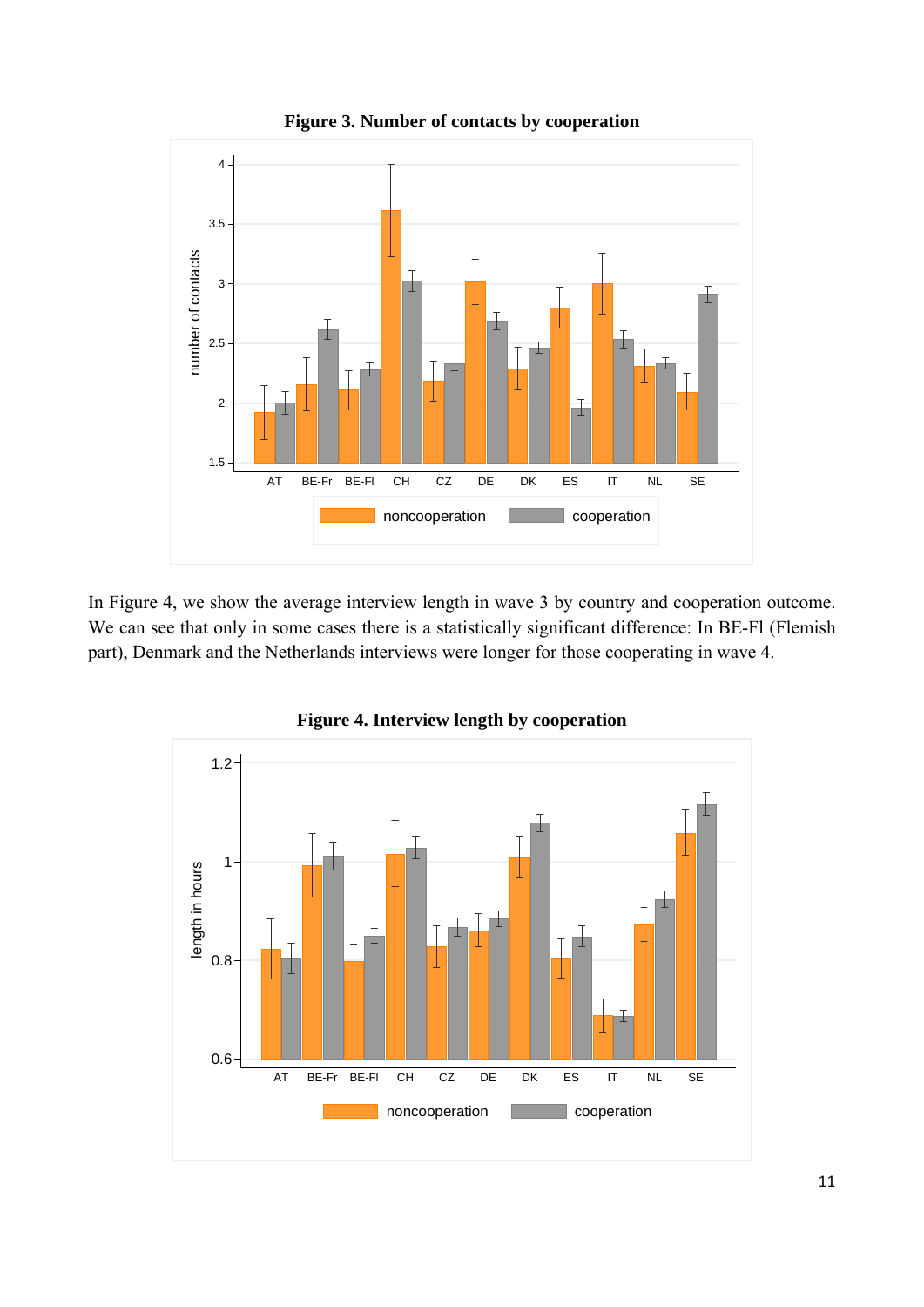**Figure 3. Number of contacts by cooperation**

In Figure 4, we show the average interview length in wave 3 by country and cooperation outcome. We can see that only in some cases there is a statistically significant difference: In BE-Fl (Flemish part), Denmark and the Netherlands interviews were longer for those cooperating in wave 4.

**Figure 4. Interview length by cooperation**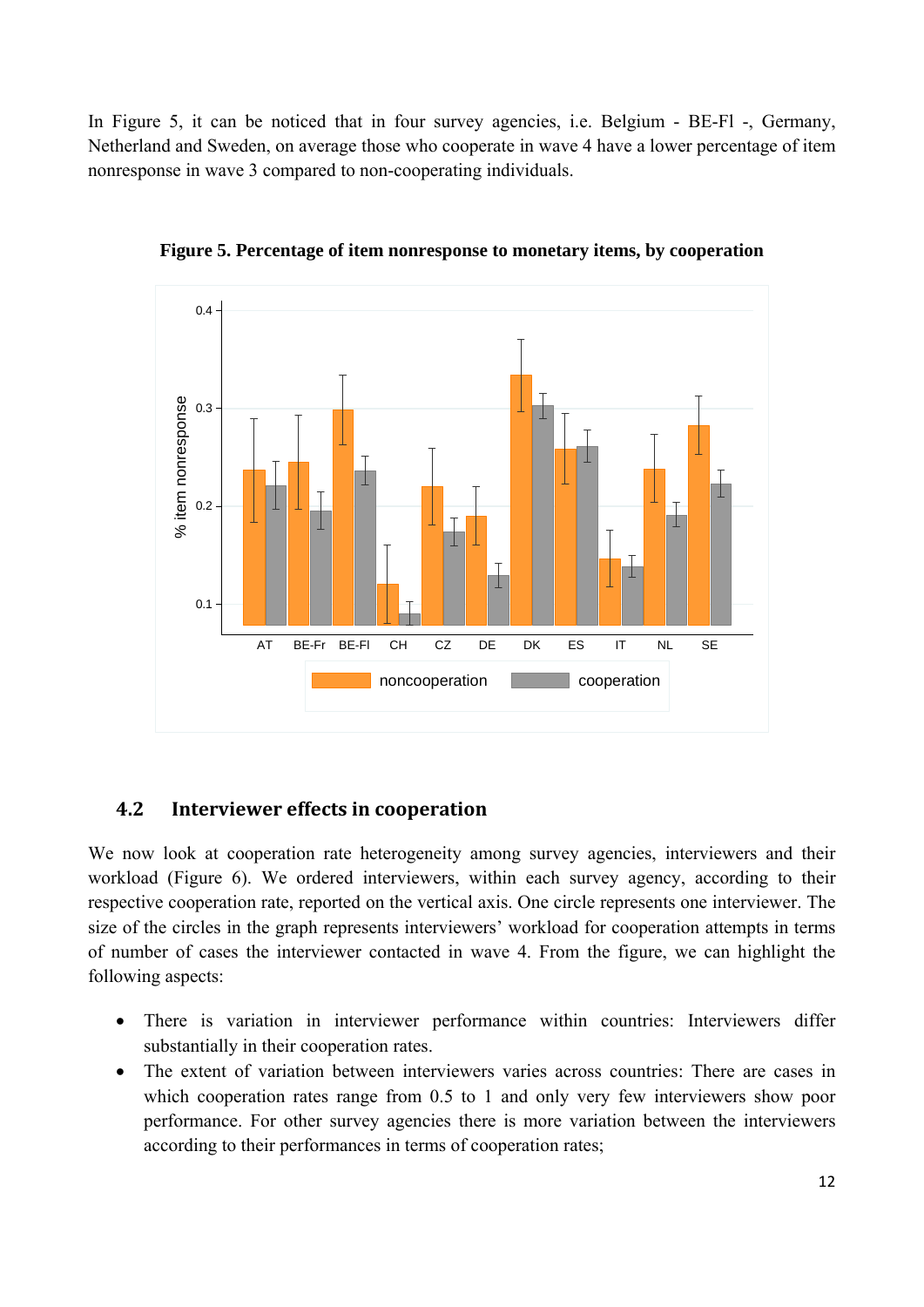In Figure 5, it can be noticed that in four survey agencies, i.e. Belgium - BE-Fl -, Germany, Netherland and Sweden, on average those who cooperate in wave 4 have a lower percentage of item nonresponse in wave 3 compared to non-cooperating individuals.

**Figure 5. Percentage of item nonresponse to monetary items, by cooperation**

## 4.2 Interviewer effects in cooperation

We now look at cooperation rate heterogeneity among survey agencies, interviewers and their workload (Figure 6). We ordered interviewers, within each survey agency, according to their respective cooperation rate, reported on the vertical axis. One circle represents one interviewer. The size of the circles in the graph represents interviewers' workload for cooperation attempts in terms of number of cases the interviewer contacted in wave 4. From the figure, we can highlight the following aspects:

- There is variation in interviewer performance within countries: Interviewers differ substantially in their cooperation rates.
- The extent of variation between interviewers varies across countries: There are cases in which cooperation rates range from 0.5 to 1 and only very few interviewers show poor performance. For other survey agencies there is more variation between the interviewers according to their performances in terms of cooperation rates;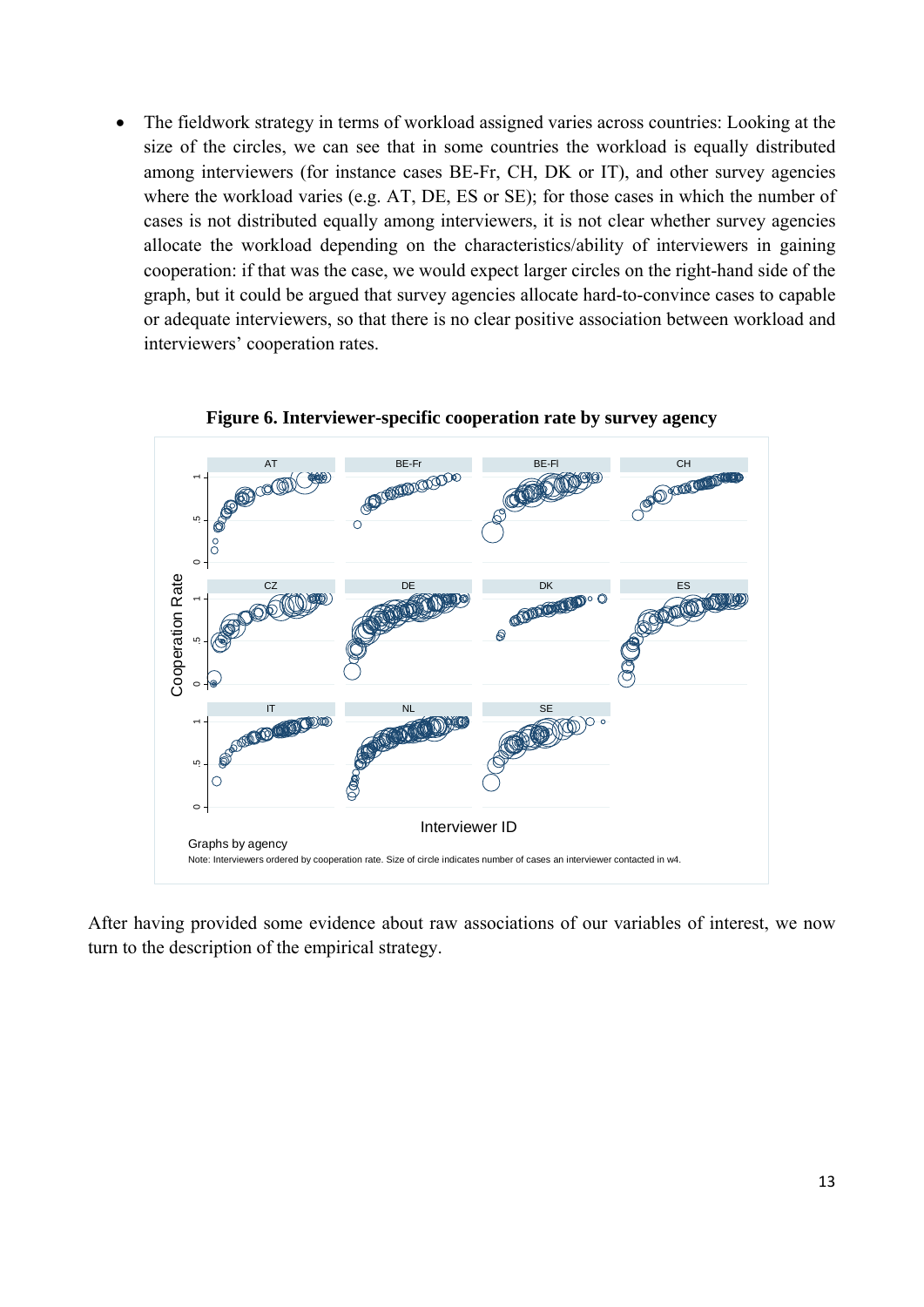- The fieldwork strategy in terms of workload assigned varies across countries: Looking at the size of the circles, we can see that in some countries the workload is equally distributed among interviewers (for instance cases BE-Fr, CH, DK or IT), and other survey agencies where the workload varies (e.g. AT, DE, ES or SE); for those cases in which the number of cases is not distributed equally among interviewers, it is not clear whether survey agencies allocate the workload depending on the characteristics/ability of interviewers in gaining cooperation: if that was the case, we would expect larger circles on the right-hand side of the graph, but it could be argued that survey agencies allocate hard-to-convince cases to capable or adequate interviewers, so that there is no clear positive association between workload and interviewers' cooperation rates.

**Figure 6. Interviewer-specific cooperation rate by survey agency**

Graphs by agency

Note: Interviewers ordered by cooperation rate. Size of circle indicates number of cases an interviewer contacted in w4.

After having provided some evidence about raw associations of our variables of interest, we now turn to the description of the empirical strategy.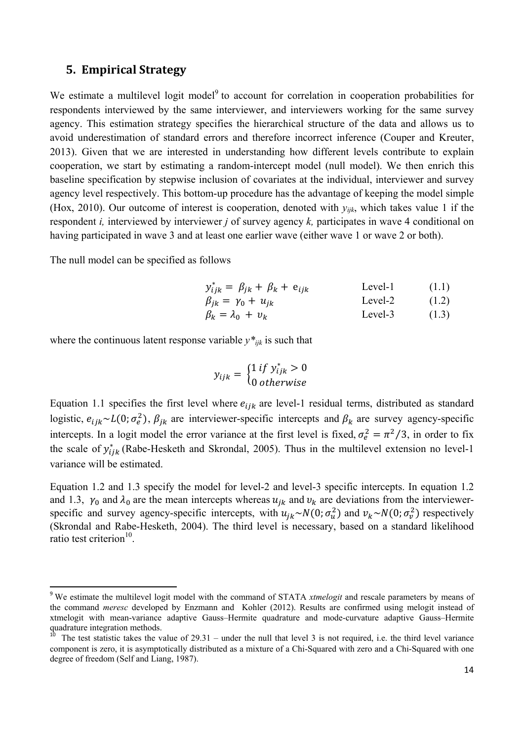## 5. Empirical Strategy

We estimate a multilevel logit model[9] to account for correlation in cooperation probabilities for respondents interviewed by the same interviewer, and interviewers working for the same survey agency. This estimation strategy specifies the hierarchical structure of the data and allows us to avoid underestimation of standard errors and therefore incorrect inference (Couper and Kreuter, 2013). Given that we are interested in understanding how different levels contribute to explain cooperation, we start by estimating a random-intercept model (null model). We then enrich this baseline specification by stepwise inclusion of covariates at the individual, interviewer and survey agency level respectively. This bottom-up procedure has the advantage of keeping the model simple (Hox, 2010). Our outcome of interest is cooperation, denoted with $y_{ijk}$, which takes value 1 if the respondent *i,* interviewed by interviewer *j* of survey agency *k,* participates in wave 4 conditional on having participated in wave 3 and at least one earlier wave (either wave 1 or wave 2 or both).

The null model can be specified as follows

$$y^{*}_{ijk} = \beta_{jk} + \beta_{k} + e_{ijk} \qquad \text{Level-1} \qquad (1.1)$$

$$\beta_{jk} = \gamma_{0} + u_{jk} \qquad \text{Level-2} \qquad (1.2)$$

$$\beta_{k} = \lambda_{0} + v_{k} \qquad \text{Level-3} \qquad (1.3)$$

where the continuous latent response variable $y^{*}_{ijk}$ is such that

$$y_{ijk} = \begin{cases} 1 \; if \; y^{*}_{ijk} > 0 \\ 0 \; otherwise \end{cases}$$

Equation 1.1 specifies the first level where $e_{ijk}$ are level-1 residual terms, distributed as standard logistic, $e_{ijk} \sim L(0; \sigma^2_e)$, $\beta_{jk}$ are interviewer-specific intercepts and $\beta_k$ are survey agency-specific intercepts. In a logit model the error variance at the first level is fixed, $\sigma^2_e = \pi^2/3$, in order to fix the scale of $y^{*}_{ijk}$ (Rabe-Hesketh and Skrondal, 2005). Thus in the multilevel extension no level-1 variance will be estimated.

Equation 1.2 and 1.3 specify the model for level-2 and level-3 specific intercepts. In equation 1.2 and 1.3, $\gamma_0$ and $\lambda_0$ are the mean intercepts whereas $u_{jk}$ and $v_k$ are deviations from the interviewer-specific and survey agency-specific intercepts, with $u_{jk} \sim N(0; \sigma^2_u)$ and $v_k \sim N(0; \sigma^2_v)$ respectively (Skrondal and Rabe-Hesketh, 2004). The third level is necessary, based on a standard likelihood ratio test criterion[10].

---

[9] We estimate the multilevel logit model with the command of STATA *xtmelogit* and rescale parameters by means of the command *meresc* developed by Enzmann and Kohler (2012). Results are confirmed using melogit instead of xtmelogit with mean-variance adaptive Gauss–Hermite quadrature and mode-curvature adaptive Gauss–Hermite quadrature integration methods.

[10] The test statistic takes the value of 29.31 – under the null that level 3 is not required, i.e. the third level variance component is zero, it is asymptotically distributed as a mixture of a Chi-Squared with zero and a Chi-Squared with one degree of freedom (Self and Liang, 1987).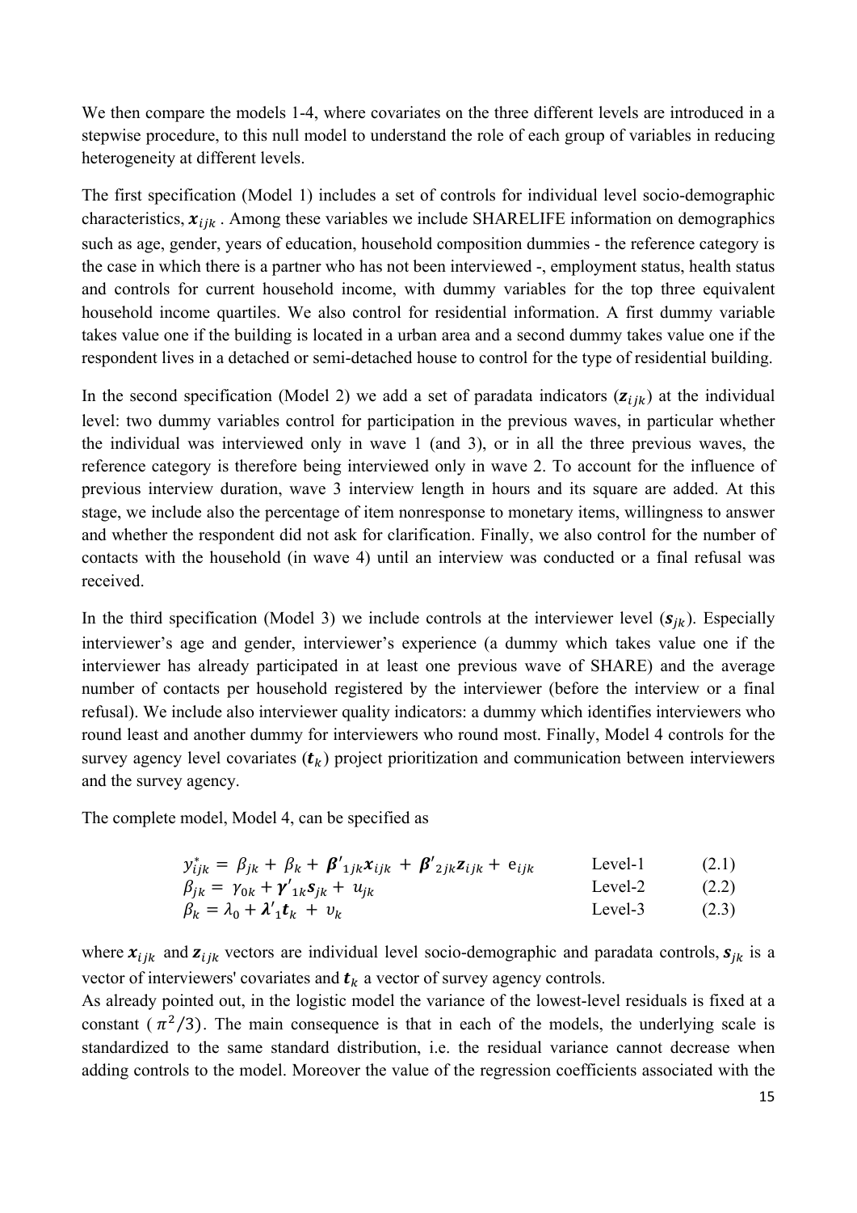We then compare the models 1-4, where covariates on the three different levels are introduced in a stepwise procedure, to this null model to understand the role of each group of variables in reducing heterogeneity at different levels.

The first specification (Model 1) includes a set of controls for individual level socio-demographic characteristics, $\boldsymbol{x}_{ijk}$ . Among these variables we include SHARELIFE information on demographics such as age, gender, years of education, household composition dummies - the reference category is the case in which there is a partner who has not been interviewed -, employment status, health status and controls for current household income, with dummy variables for the top three equivalent household income quartiles. We also control for residential information. A first dummy variable takes value one if the building is located in a urban area and a second dummy takes value one if the respondent lives in a detached or semi-detached house to control for the type of residential building.

In the second specification (Model 2) we add a set of paradata indicators ($\boldsymbol{z}_{ijk}$) at the individual level: two dummy variables control for participation in the previous waves, in particular whether the individual was interviewed only in wave 1 (and 3), or in all the three previous waves, the reference category is therefore being interviewed only in wave 2. To account for the influence of previous interview duration, wave 3 interview length in hours and its square are added. At this stage, we include also the percentage of item nonresponse to monetary items, willingness to answer and whether the respondent did not ask for clarification. Finally, we also control for the number of contacts with the household (in wave 4) until an interview was conducted or a final refusal was received.

In the third specification (Model 3) we include controls at the interviewer level ($\boldsymbol{s}_{jk}$). Especially interviewer's age and gender, interviewer's experience (a dummy which takes value one if the interviewer has already participated in at least one previous wave of SHARE) and the average number of contacts per household registered by the interviewer (before the interview or a final refusal). We include also interviewer quality indicators: a dummy which identifies interviewers who round least and another dummy for interviewers who round most. Finally, Model 4 controls for the survey agency level covariates ($\boldsymbol{t}_k$) project prioritization and communication between interviewers and the survey agency.

The complete model, Model 4, can be specified as

$$y^*_{ijk} = \beta_{jk} + \beta_k + \boldsymbol{\beta}'_{1jk}\boldsymbol{x}_{ijk} + \boldsymbol{\beta}'_{2jk}\boldsymbol{z}_{ijk} + e_{ijk} \qquad \text{Level-1} \qquad (2.1)$$

$$\beta_{jk} = \gamma_{0k} + \boldsymbol{\gamma}'_{1k}\boldsymbol{s}_{jk} + u_{jk} \qquad \text{Level-2} \qquad (2.2)$$

$$\beta_k = \lambda_0 + \boldsymbol{\lambda}'_1\boldsymbol{t}_k + v_k \qquad \text{Level-3} \qquad (2.3)$$

where $\boldsymbol{x}_{ijk}$ and $\boldsymbol{z}_{ijk}$ vectors are individual level socio-demographic and paradata controls, $\boldsymbol{s}_{jk}$ is a vector of interviewers' covariates and $\boldsymbol{t}_k$ a vector of survey agency controls.

As already pointed out, in the logistic model the variance of the lowest-level residuals is fixed at a constant ( $\pi^2/3$). The main consequence is that in each of the models, the underlying scale is standardized to the same standard distribution, i.e. the residual variance cannot decrease when adding controls to the model. Moreover the value of the regression coefficients associated with the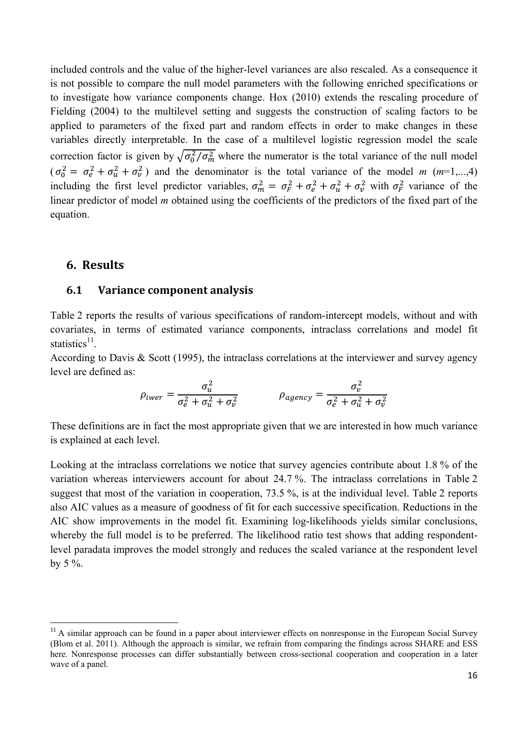included controls and the value of the higher-level variances are also rescaled. As a consequence it is not possible to compare the null model parameters with the following enriched specifications or to investigate how variance components change. Hox (2010) extends the rescaling procedure of Fielding (2004) to the multilevel setting and suggests the construction of scaling factors to be applied to parameters of the fixed part and random effects in order to make changes in these variables directly interpretable. In the case of a multilevel logistic regression model the scale correction factor is given by $\sqrt{\sigma_0^2/\sigma_m^2}$ where the numerator is the total variance of the null model ($\sigma_0^2 = \sigma_e^2 + \sigma_u^2 + \sigma_v^2$) and the denominator is the total variance of the model *m* (*m*=1,...,4) including the first level predictor variables, $\sigma_m^2 = \sigma_F^2 + \sigma_e^2 + \sigma_u^2 + \sigma_v^2$ with $\sigma_F^2$ variance of the linear predictor of model *m* obtained using the coefficients of the predictors of the fixed part of the equation.

## 6. Results

### 6.1 Variance component analysis

Table 2 reports the results of various specifications of random-intercept models, without and with covariates, in terms of estimated variance components, intraclass correlations and model fit statistics[11].

According to Davis & Scott (1995), the intraclass correlations at the interviewer and survey agency level are defined as:

$$\rho_{iwer} = \frac{\sigma_u^2}{\sigma_e^2 + \sigma_u^2 + \sigma_v^2} \qquad \rho_{agency} = \frac{\sigma_v^2}{\sigma_e^2 + \sigma_u^2 + \sigma_v^2}$$

These definitions are in fact the most appropriate given that we are interested in how much variance is explained at each level.

Looking at the intraclass correlations we notice that survey agencies contribute about 1.8 % of the variation whereas interviewers account for about 24.7 %. The intraclass correlations in Table 2 suggest that most of the variation in cooperation, 73.5 %, is at the individual level. Table 2 reports also AIC values as a measure of goodness of fit for each successive specification. Reductions in the AIC show improvements in the model fit. Examining log-likelihoods yields similar conclusions, whereby the full model is to be preferred. The likelihood ratio test shows that adding respondent-level paradata improves the model strongly and reduces the scaled variance at the respondent level by 5 %.

[11] A similar approach can be found in a paper about interviewer effects on nonresponse in the European Social Survey (Blom et al. 2011). Although the approach is similar, we refrain from comparing the findings across SHARE and ESS here. Nonresponse processes can differ substantially between cross-sectional cooperation and cooperation in a later wave of a panel.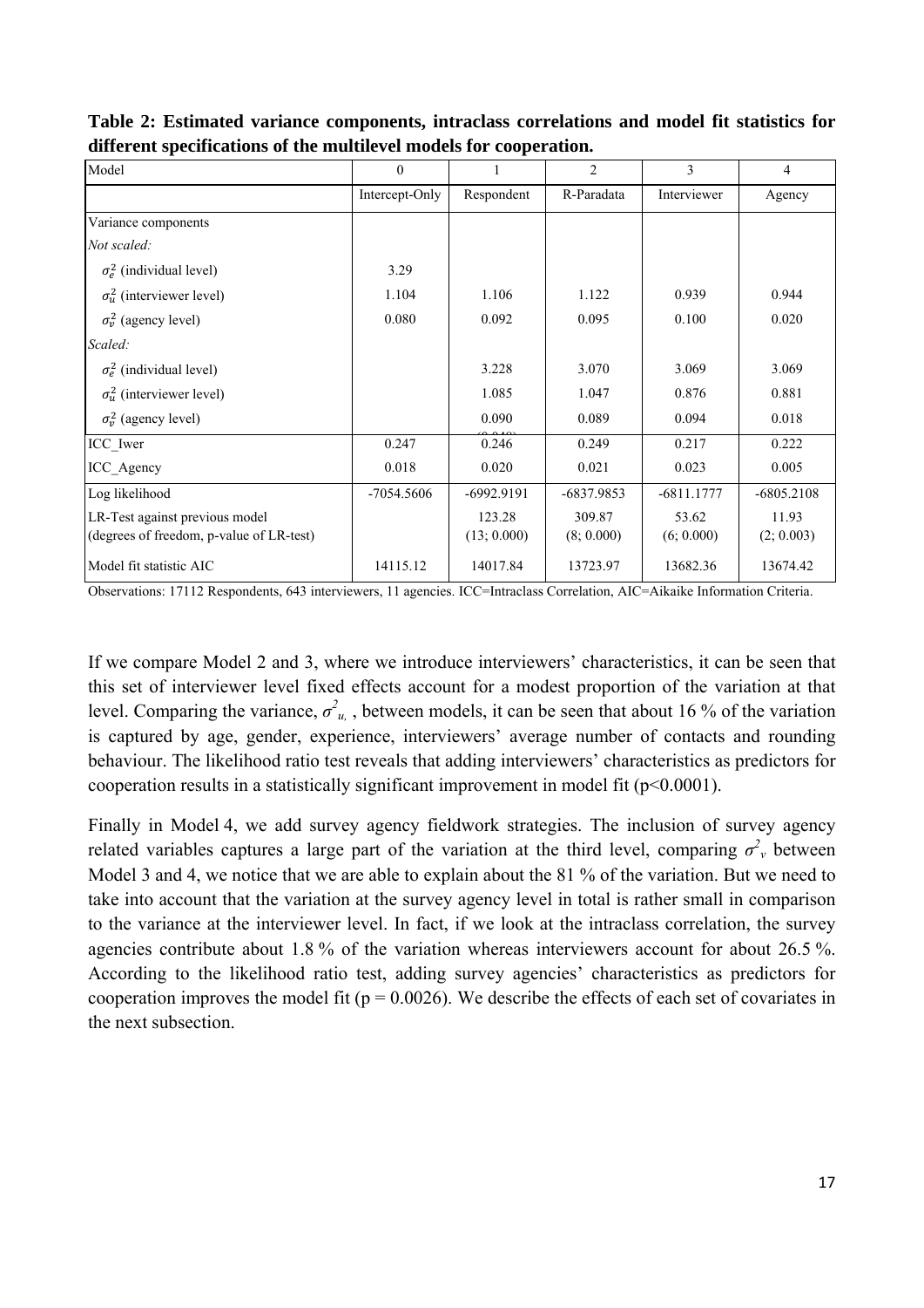**Table 2: Estimated variance components, intraclass correlations and model fit statistics for different specifications of the multilevel models for cooperation.**

| Model | 0 | 1 | 2 | 3 | 4 |
|---|---|---|---|---|---|
| | Intercept-Only | Respondent | R-Paradata | Interviewer | Agency |
| Variance components | | | | | |
| *Not scaled:* | | | | | |
| $\sigma_e^2$ (individual level) | 3.29 | | | | |
| $\sigma_u^2$ (interviewer level) | 1.104 | 1.106 | 1.122 | 0.939 | 0.944 |
| $\sigma_v^2$ (agency level) | 0.080 | 0.092 | 0.095 | 0.100 | 0.020 |
| *Scaled:* | | | | | |
| $\sigma_e^2$ (individual level) | | 3.228 | 3.070 | 3.069 | 3.069 |
| $\sigma_u^2$ (interviewer level) | | 1.085 | 1.047 | 0.876 | 0.881 |
| $\sigma_v^2$ (agency level) | | 0.090 | 0.089 | 0.094 | 0.018 |
| ICC_Iwer | 0.247 | 0.246 | 0.249 | 0.217 | 0.222 |
| ICC_Agency | 0.018 | 0.020 | 0.021 | 0.023 | 0.005 |
| Log likelihood | -7054.5606 | -6992.9191 | -6837.9853 | -6811.1777 | -6805.2108 |
| LR-Test against previous model (degrees of freedom, p-value of LR-test) | | 123.28 (13; 0.000) | 309.87 (8; 0.000) | 53.62 (6; 0.000) | 11.93 (2; 0.003) |
| Model fit statistic AIC | 14115.12 | 14017.84 | 13723.97 | 13682.36 | 13674.42 |

Observations: 17112 Respondents, 643 interviewers, 11 agencies. ICC=Intraclass Correlation, AIC=Aikaike Information Criteria.

If we compare Model 2 and 3, where we introduce interviewers' characteristics, it can be seen that this set of interviewer level fixed effects account for a modest proportion of the variation at that level. Comparing the variance, $\sigma^2_{u,}$ , between models, it can be seen that about 16 % of the variation is captured by age, gender, experience, interviewers' average number of contacts and rounding behaviour. The likelihood ratio test reveals that adding interviewers' characteristics as predictors for cooperation results in a statistically significant improvement in model fit ($p<0.0001$).

Finally in Model 4, we add survey agency fieldwork strategies. The inclusion of survey agency related variables captures a large part of the variation at the third level, comparing $\sigma^2_v$ between Model 3 and 4, we notice that we are able to explain about the 81 % of the variation. But we need to take into account that the variation at the survey agency level in total is rather small in comparison to the variance at the interviewer level. In fact, if we look at the intraclass correlation, the survey agencies contribute about 1.8 % of the variation whereas interviewers account for about 26.5 %. According to the likelihood ratio test, adding survey agencies' characteristics as predictors for cooperation improves the model fit ($p = 0.0026$). We describe the effects of each set of covariates in the next subsection.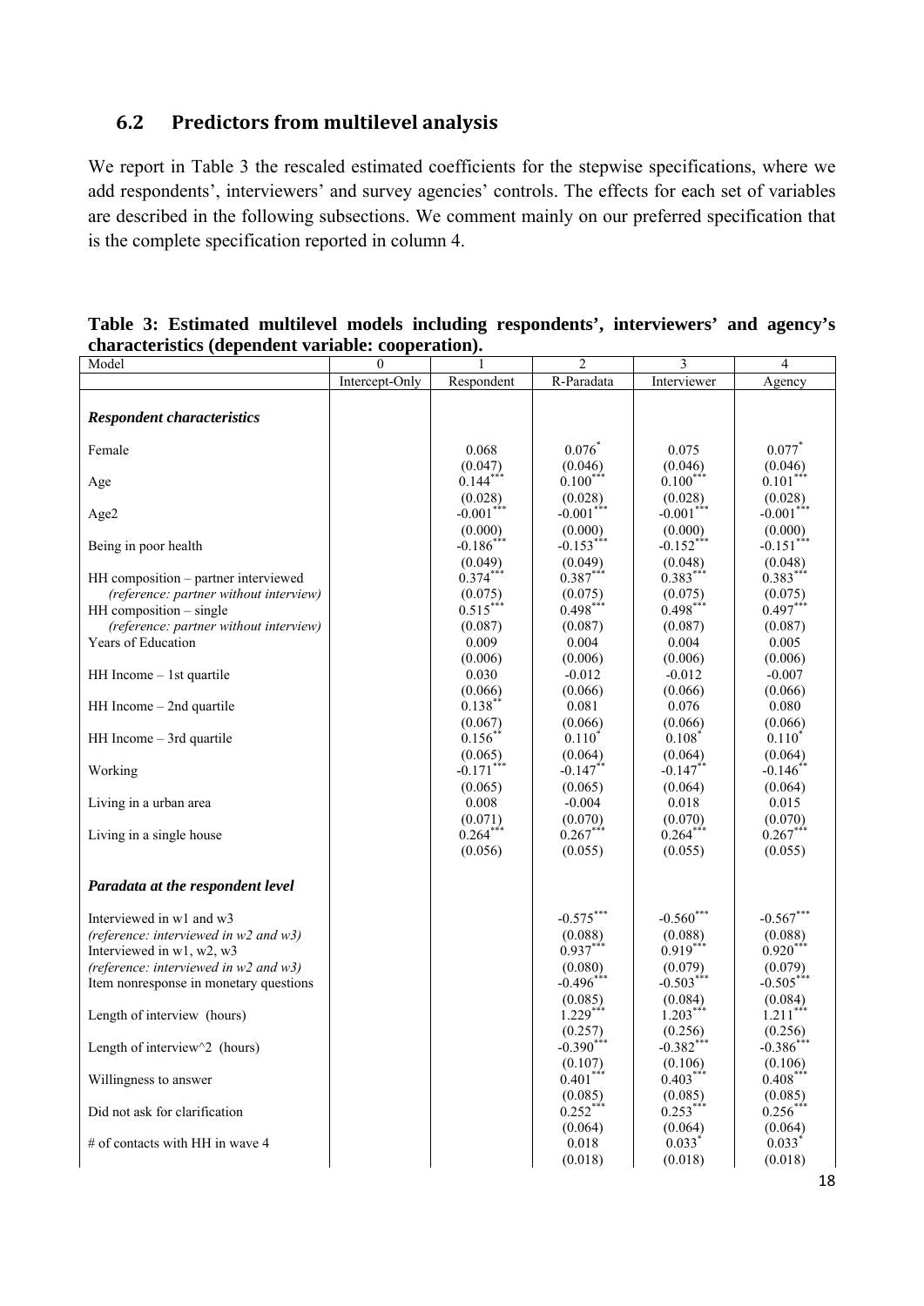## 6.2 Predictors from multilevel analysis

We report in Table 3 the rescaled estimated coefficients for the stepwise specifications, where we add respondents', interviewers' and survey agencies' controls. The effects for each set of variables are described in the following subsections. We comment mainly on our preferred specification that is the complete specification reported in column 4.

**Table 3: Estimated multilevel models including respondents', interviewers' and agency's characteristics (dependent variable: cooperation).**

| Model | 0 | 1 | 2 | 3 | 4 |
|---|---|---|---|---|---|
| | Intercept-Only | Respondent | R-Paradata | Interviewer | Agency |
| ***Respondent characteristics*** | | | | | |
| Female | | 0.068 | 0.076* | 0.075 | 0.077* |
| | | (0.047) | (0.046) | (0.046) | (0.046) |
| Age | | 0.144*** | 0.100*** | 0.100*** | 0.101*** |
| | | (0.028) | (0.028) | (0.028) | (0.028) |
| Age2 | | -0.001*** | -0.001*** | -0.001*** | -0.001*** |
| | | (0.000) | (0.000) | (0.000) | (0.000) |
| Being in poor health | | -0.186*** | -0.153*** | -0.152*** | -0.151*** |
| | | (0.049) | (0.049) | (0.048) | (0.048) |
| HH composition – partner interviewed | | 0.374*** | 0.387*** | 0.383*** | 0.383*** |
| *(reference: partner without interview)* | | (0.075) | (0.075) | (0.075) | (0.075) |
| HH composition – single | | 0.515*** | 0.498*** | 0.498*** | 0.497*** |
| *(reference: partner without interview)* | | (0.087) | (0.087) | (0.087) | (0.087) |
| Years of Education | | 0.009 | 0.004 | 0.004 | 0.005 |
| | | (0.006) | (0.006) | (0.006) | (0.006) |
| HH Income – 1st quartile | | 0.030 | -0.012 | -0.012 | -0.007 |
| | | (0.066) | (0.066) | (0.066) | (0.066) |
| HH Income – 2nd quartile | | 0.138** | 0.081 | 0.076 | 0.080 |
| | | (0.067) | (0.066) | (0.066) | (0.066) |
| HH Income – 3rd quartile | | 0.156** | 0.110* | 0.108* | 0.110* |
| | | (0.065) | (0.064) | (0.064) | (0.064) |
| Working | | -0.171*** | -0.147** | -0.147** | -0.146** |
| | | (0.065) | (0.065) | (0.064) | (0.064) |
| Living in a urban area | | 0.008 | -0.004 | 0.018 | 0.015 |
| | | (0.071) | (0.070) | (0.070) | (0.070) |
| Living in a single house | | 0.264*** | 0.267*** | 0.264*** | 0.267*** |
| | | (0.056) | (0.055) | (0.055) | (0.055) |
| ***Paradata at the respondent level*** | | | | | |
| Interviewed in w1 and w3 | | | -0.575*** | -0.560*** | -0.567*** |
| *(reference: interviewed in w2 and w3)* | | | (0.088) | (0.088) | (0.088) |
| Interviewed in w1, w2, w3 | | | 0.937*** | 0.919*** | 0.920*** |
| *(reference: interviewed in w2 and w3)* | | | (0.080) | (0.079) | (0.079) |
| Item nonresponse in monetary questions | | | -0.496*** | -0.503*** | -0.505*** |
| | | | (0.085) | (0.084) | (0.084) |
| Length of interview (hours) | | | 1.229*** | 1.203*** | 1.211*** |
| | | | (0.257) | (0.256) | (0.256) |
| Length of interview^2 (hours) | | | -0.390*** | -0.382*** | -0.386*** |
| | | | (0.107) | (0.106) | (0.106) |
| Willingness to answer | | | 0.401*** | 0.403*** | 0.408*** |
| | | | (0.085) | (0.085) | (0.085) |
| Did not ask for clarification | | | 0.252*** | 0.253*** | 0.256*** |
| | | | (0.064) | (0.064) | (0.064) |
| # of contacts with HH in wave 4 | | | 0.018 | 0.033* | 0.033* |
| | | | (0.018) | (0.018) | (0.018) |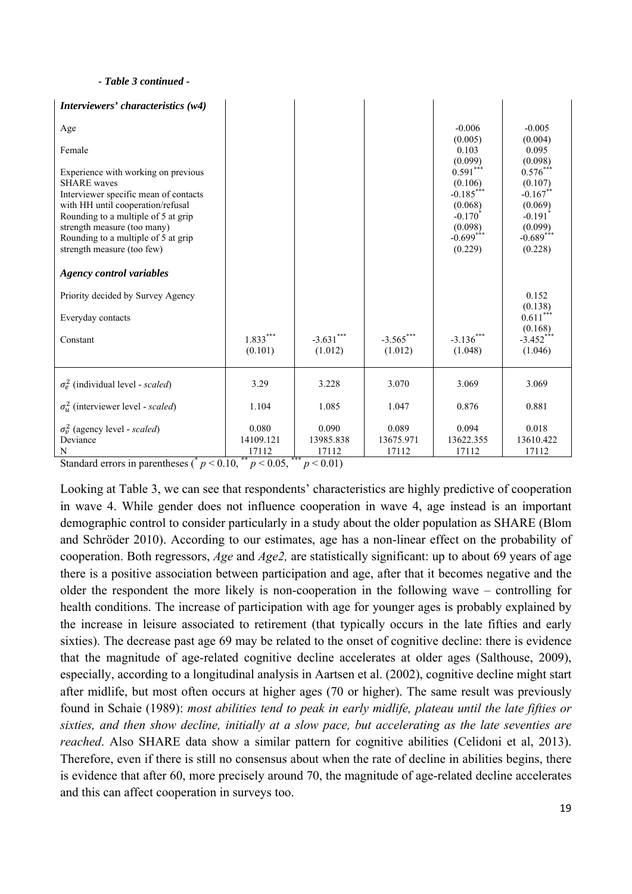*- Table 3 continued -*

| | | | | | |
|---|---|---|---|---|---|
| ***Interviewers' characteristics (w4)*** | | | | | |
| Age | | | | -0.006 | -0.005 |
| | | | | (0.005) | (0.004) |
| Female | | | | 0.103 | 0.095 |
| | | | | (0.099) | (0.098) |
| Experience with working on previous SHARE waves | | | | 0.591*** | 0.576*** |
| | | | | (0.106) | (0.107) |
| Interviewer specific mean of contacts with HH until cooperation/refusal | | | | -0.185*** | -0.167** |
| | | | | (0.068) | (0.069) |
| Rounding to a multiple of 5 at grip strength measure (too many) | | | | -0.170* | -0.191* |
| | | | | (0.098) | (0.099) |
| Rounding to a multiple of 5 at grip strength measure (too few) | | | | -0.699*** | -0.689*** |
| | | | | (0.229) | (0.228) |
| ***Agency control variables*** | | | | | |
| Priority decided by Survey Agency | | | | | 0.152 |
| | | | | | (0.138) |
| Everyday contacts | | | | | 0.611*** |
| | | | | | (0.168) |
| Constant | 1.833*** | -3.631*** | -3.565*** | -3.136*** | -3.452*** |
| | (0.101) | (1.012) | (1.012) | (1.048) | (1.046) |
| $\sigma_e^2$ (individual level - *scaled*) | 3.29 | 3.228 | 3.070 | 3.069 | 3.069 |
| $\sigma_u^2$ (interviewer level - *scaled*) | 1.104 | 1.085 | 1.047 | 0.876 | 0.881 |
| $\sigma_v^2$ (agency level - *scaled*) | 0.080 | 0.090 | 0.089 | 0.094 | 0.018 |
| Deviance | 14109.121 | 13985.838 | 13675.971 | 13622.355 | 13610.422 |
| N | 17112 | 17112 | 17112 | 17112 | 17112 |

Standard errors in parentheses (* $p < 0.10$, ** $p < 0.05$, *** $p < 0.01$)

Looking at Table 3, we can see that respondents' characteristics are highly predictive of cooperation in wave 4. While gender does not influence cooperation in wave 4, age instead is an important demographic control to consider particularly in a study about the older population as SHARE (Blom and Schröder 2010). According to our estimates, age has a non-linear effect on the probability of cooperation. Both regressors, *Age* and *Age2,* are statistically significant: up to about 69 years of age there is a positive association between participation and age, after that it becomes negative and the older the respondent the more likely is non-cooperation in the following wave – controlling for health conditions. The increase of participation with age for younger ages is probably explained by the increase in leisure associated to retirement (that typically occurs in the late fifties and early sixties). The decrease past age 69 may be related to the onset of cognitive decline: there is evidence that the magnitude of age-related cognitive decline accelerates at older ages (Salthouse, 2009), especially, according to a longitudinal analysis in Aartsen et al. (2002), cognitive decline might start after midlife, but most often occurs at higher ages (70 or higher). The same result was previously found in Schaie (1989): *most abilities tend to peak in early midlife, plateau until the late fifties or sixties, and then show decline, initially at a slow pace, but accelerating as the late seventies are reached*. Also SHARE data show a similar pattern for cognitive abilities (Celidoni et al, 2013). Therefore, even if there is still no consensus about when the rate of decline in abilities begins, there is evidence that after 60, more precisely around 70, the magnitude of age-related decline accelerates and this can affect cooperation in surveys too.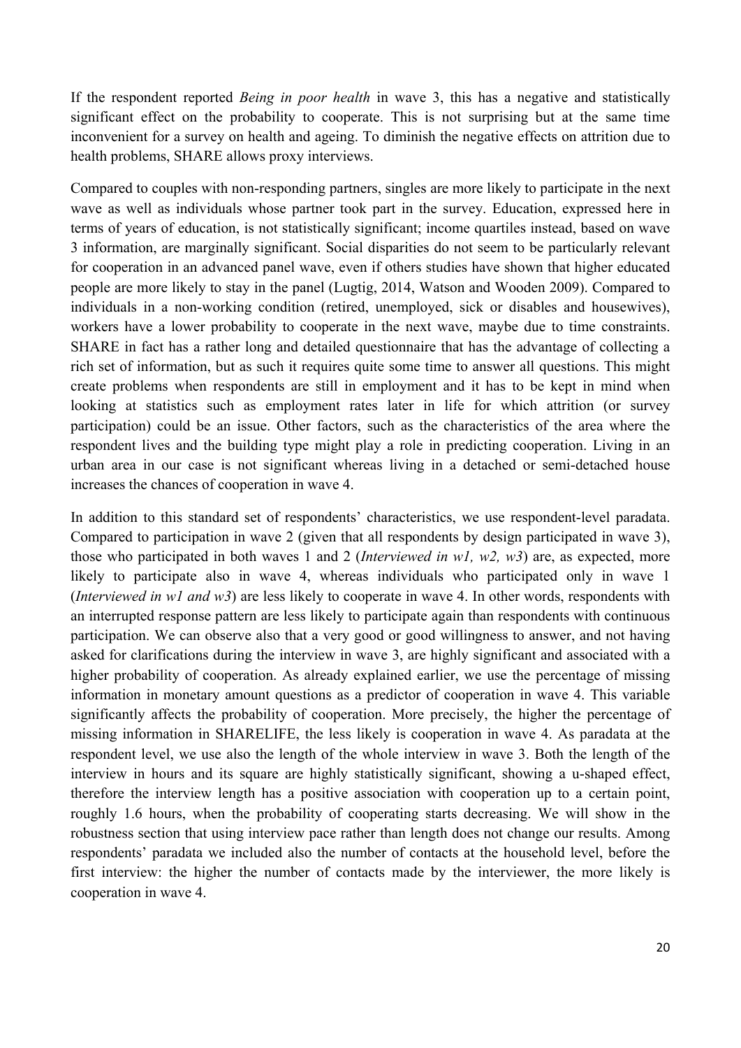If the respondent reported *Being in poor health* in wave 3, this has a negative and statistically significant effect on the probability to cooperate. This is not surprising but at the same time inconvenient for a survey on health and ageing. To diminish the negative effects on attrition due to health problems, SHARE allows proxy interviews.

Compared to couples with non-responding partners, singles are more likely to participate in the next wave as well as individuals whose partner took part in the survey. Education, expressed here in terms of years of education, is not statistically significant; income quartiles instead, based on wave 3 information, are marginally significant. Social disparities do not seem to be particularly relevant for cooperation in an advanced panel wave, even if others studies have shown that higher educated people are more likely to stay in the panel (Lugtig, 2014, Watson and Wooden 2009). Compared to individuals in a non-working condition (retired, unemployed, sick or disables and housewives), workers have a lower probability to cooperate in the next wave, maybe due to time constraints. SHARE in fact has a rather long and detailed questionnaire that has the advantage of collecting a rich set of information, but as such it requires quite some time to answer all questions. This might create problems when respondents are still in employment and it has to be kept in mind when looking at statistics such as employment rates later in life for which attrition (or survey participation) could be an issue. Other factors, such as the characteristics of the area where the respondent lives and the building type might play a role in predicting cooperation. Living in an urban area in our case is not significant whereas living in a detached or semi-detached house increases the chances of cooperation in wave 4.

In addition to this standard set of respondents' characteristics, we use respondent-level paradata. Compared to participation in wave 2 (given that all respondents by design participated in wave 3), those who participated in both waves 1 and 2 (*Interviewed in w1, w2, w3*) are, as expected, more likely to participate also in wave 4, whereas individuals who participated only in wave 1 (*Interviewed in w1 and w3*) are less likely to cooperate in wave 4. In other words, respondents with an interrupted response pattern are less likely to participate again than respondents with continuous participation. We can observe also that a very good or good willingness to answer, and not having asked for clarifications during the interview in wave 3, are highly significant and associated with a higher probability of cooperation. As already explained earlier, we use the percentage of missing information in monetary amount questions as a predictor of cooperation in wave 4. This variable significantly affects the probability of cooperation. More precisely, the higher the percentage of missing information in SHARELIFE, the less likely is cooperation in wave 4. As paradata at the respondent level, we use also the length of the whole interview in wave 3. Both the length of the interview in hours and its square are highly statistically significant, showing a u-shaped effect, therefore the interview length has a positive association with cooperation up to a certain point, roughly 1.6 hours, when the probability of cooperating starts decreasing. We will show in the robustness section that using interview pace rather than length does not change our results. Among respondents' paradata we included also the number of contacts at the household level, before the first interview: the higher the number of contacts made by the interviewer, the more likely is cooperation in wave 4.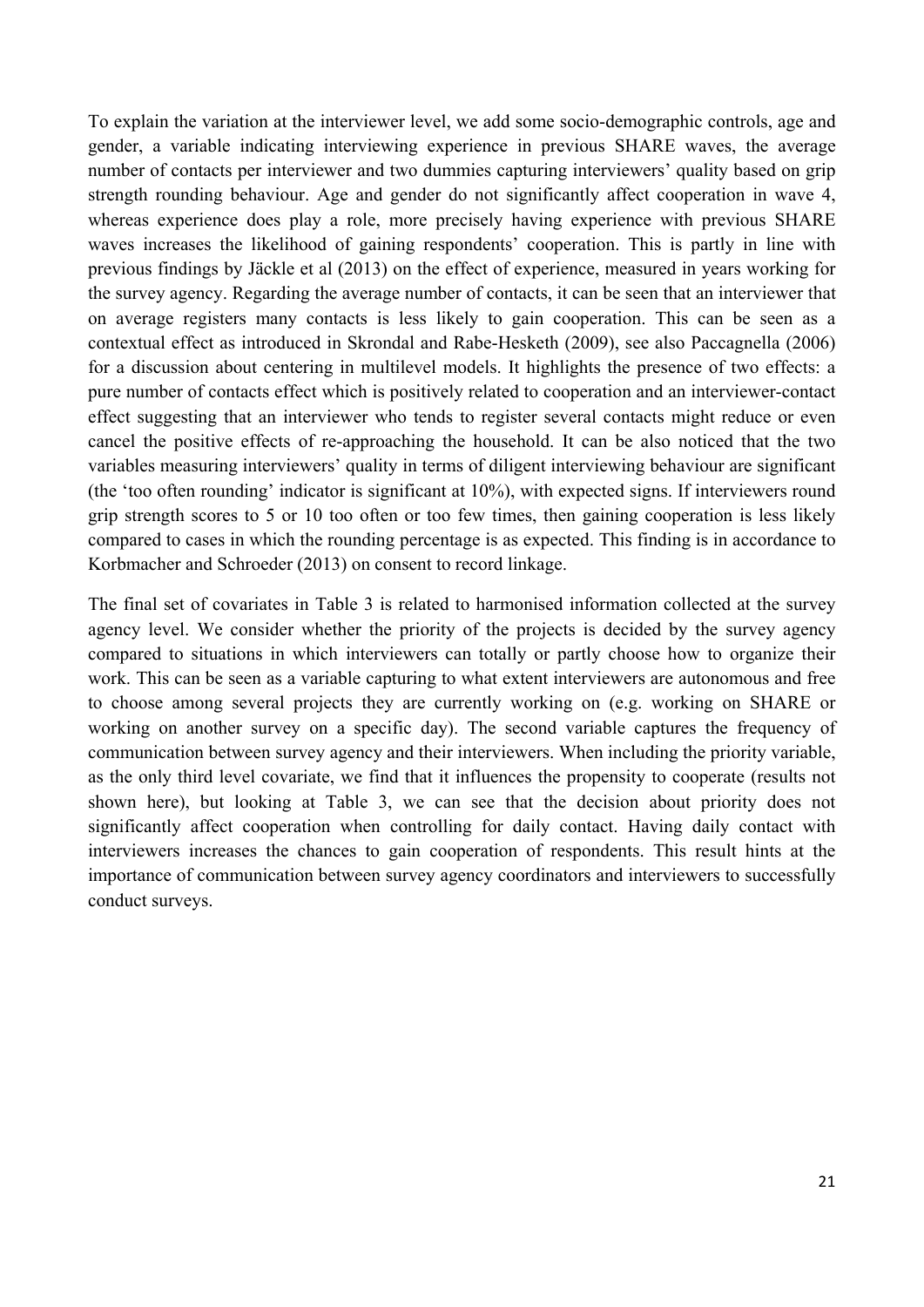To explain the variation at the interviewer level, we add some socio-demographic controls, age and gender, a variable indicating interviewing experience in previous SHARE waves, the average number of contacts per interviewer and two dummies capturing interviewers' quality based on grip strength rounding behaviour. Age and gender do not significantly affect cooperation in wave 4, whereas experience does play a role, more precisely having experience with previous SHARE waves increases the likelihood of gaining respondents' cooperation. This is partly in line with previous findings by Jäckle et al (2013) on the effect of experience, measured in years working for the survey agency. Regarding the average number of contacts, it can be seen that an interviewer that on average registers many contacts is less likely to gain cooperation. This can be seen as a contextual effect as introduced in Skrondal and Rabe-Hesketh (2009), see also Paccagnella (2006) for a discussion about centering in multilevel models. It highlights the presence of two effects: a pure number of contacts effect which is positively related to cooperation and an interviewer-contact effect suggesting that an interviewer who tends to register several contacts might reduce or even cancel the positive effects of re-approaching the household. It can be also noticed that the two variables measuring interviewers' quality in terms of diligent interviewing behaviour are significant (the 'too often rounding' indicator is significant at 10%), with expected signs. If interviewers round grip strength scores to 5 or 10 too often or too few times, then gaining cooperation is less likely compared to cases in which the rounding percentage is as expected. This finding is in accordance to Korbmacher and Schroeder (2013) on consent to record linkage.

The final set of covariates in Table 3 is related to harmonised information collected at the survey agency level. We consider whether the priority of the projects is decided by the survey agency compared to situations in which interviewers can totally or partly choose how to organize their work. This can be seen as a variable capturing to what extent interviewers are autonomous and free to choose among several projects they are currently working on (e.g. working on SHARE or working on another survey on a specific day). The second variable captures the frequency of communication between survey agency and their interviewers. When including the priority variable, as the only third level covariate, we find that it influences the propensity to cooperate (results not shown here), but looking at Table 3, we can see that the decision about priority does not significantly affect cooperation when controlling for daily contact. Having daily contact with interviewers increases the chances to gain cooperation of respondents. This result hints at the importance of communication between survey agency coordinators and interviewers to successfully conduct surveys.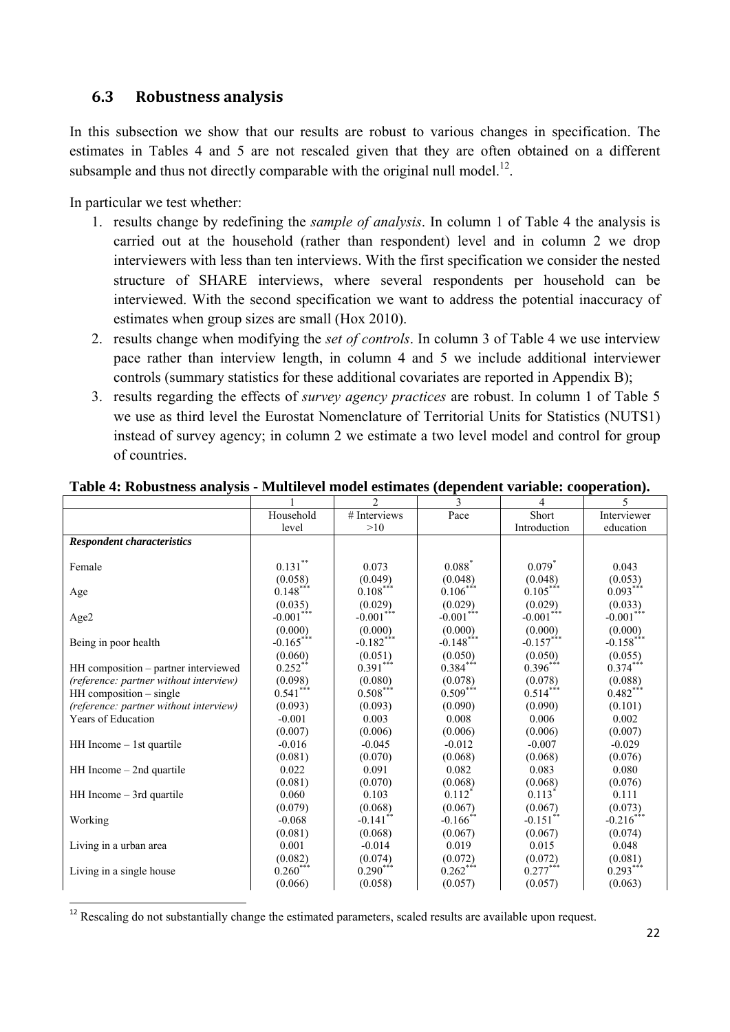### 6.3 Robustness analysis

In this subsection we show that our results are robust to various changes in specification. The estimates in Tables 4 and 5 are not rescaled given that they are often obtained on a different subsample and thus not directly comparable with the original null model.[12].

In particular we test whether:

1. results change by redefining the *sample of analysis*. In column 1 of Table 4 the analysis is carried out at the household (rather than respondent) level and in column 2 we drop interviewers with less than ten interviews. With the first specification we consider the nested structure of SHARE interviews, where several respondents per household can be interviewed. With the second specification we want to address the potential inaccuracy of estimates when group sizes are small (Hox 2010).
2. results change when modifying the *set of controls*. In column 3 of Table 4 we use interview pace rather than interview length, in column 4 and 5 we include additional interviewer controls (summary statistics for these additional covariates are reported in Appendix B);
3. results regarding the effects of *survey agency practices* are robust. In column 1 of Table 5 we use as third level the Eurostat Nomenclature of Territorial Units for Statistics (NUTS1) instead of survey agency; in column 2 we estimate a two level model and control for group of countries.

**Table 4: Robustness analysis - Multilevel model estimates (dependent variable: cooperation).**

| | 1 | 2 | 3 | 4 | 5 |
|---|---|---|---|---|---|
| | Household level | # Interviews >10 | Pace | Short Introduction | Interviewer education |
| ***Respondent characteristics*** | | | | | |
| Female | 0.131** | 0.073 | 0.088* | 0.079* | 0.043 |
| | (0.058) | (0.049) | (0.048) | (0.048) | (0.053) |
| Age | 0.148*** | 0.108*** | 0.106*** | 0.105*** | 0.093*** |
| | (0.035) | (0.029) | (0.029) | (0.029) | (0.033) |
| Age2 | -0.001*** | -0.001*** | -0.001*** | -0.001*** | -0.001*** |
| | (0.000) | (0.000) | (0.000) | (0.000) | (0.000) |
| Being in poor health | -0.165*** | -0.182*** | -0.148*** | -0.157*** | -0.158*** |
| | (0.060) | (0.051) | (0.050) | (0.050) | (0.055) |
| HH composition – partner interviewed | 0.252** | 0.391*** | 0.384*** | 0.396*** | 0.374*** |
| *(reference: partner without interview)* | (0.098) | (0.080) | (0.078) | (0.078) | (0.088) |
| HH composition – single | 0.541*** | 0.508*** | 0.509*** | 0.514*** | 0.482*** |
| *(reference: partner without interview)* | (0.093) | (0.093) | (0.090) | (0.090) | (0.101) |
| Years of Education | -0.001 | 0.003 | 0.008 | 0.006 | 0.002 |
| | (0.007) | (0.006) | (0.006) | (0.006) | (0.007) |
| HH Income – 1st quartile | -0.016 | -0.045 | -0.012 | -0.007 | -0.029 |
| | (0.081) | (0.070) | (0.068) | (0.068) | (0.076) |
| HH Income – 2nd quartile | 0.022 | 0.091 | 0.082 | 0.083 | 0.080 |
| | (0.081) | (0.070) | (0.068) | (0.068) | (0.076) |
| HH Income – 3rd quartile | 0.060 | 0.103 | 0.112* | 0.113* | 0.111 |
| | (0.079) | (0.068) | (0.067) | (0.067) | (0.073) |
| Working | -0.068 | -0.141** | -0.166** | -0.151** | -0.216*** |
| | (0.081) | (0.068) | (0.067) | (0.067) | (0.074) |
| Living in a urban area | 0.001 | -0.014 | 0.019 | 0.015 | 0.048 |
| | (0.082) | (0.074) | (0.072) | (0.072) | (0.081) |
| Living in a single house | 0.260*** | 0.290*** | 0.262*** | 0.277*** | 0.293*** |
| | (0.066) | (0.058) | (0.057) | (0.057) | (0.063) |

[12] Rescaling do not substantially change the estimated parameters, scaled results are available upon request.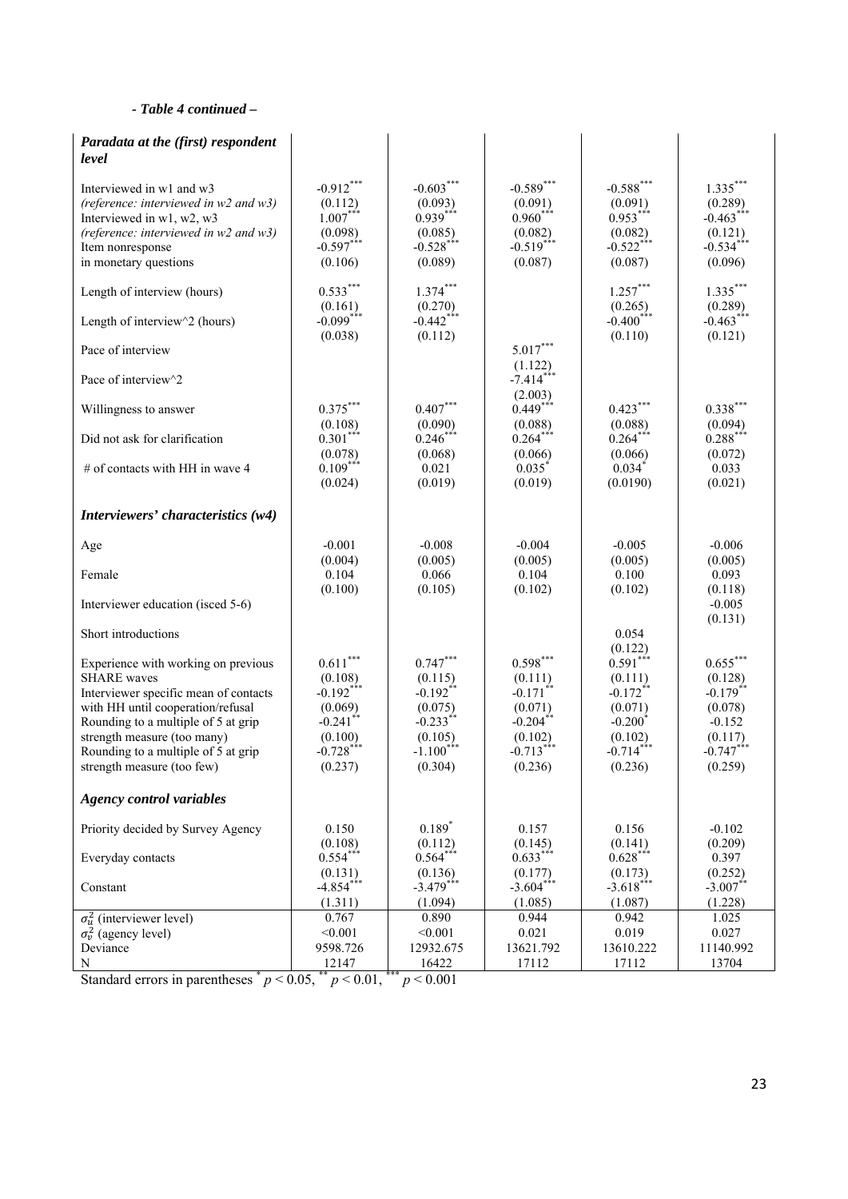*- Table 4 continued –*

| | | | | | |
|---|---|---|---|---|---|
| ***Paradata at the (first) respondent level*** | | | | | |
| Interviewed in w1 and w3 | -0.912*** | -0.603*** | -0.589*** | -0.588*** | 1.335*** |
| *(reference: interviewed in w2 and w3)* | (0.112) | (0.093) | (0.091) | (0.091) | (0.289) |
| Interviewed in w1, w2, w3 | 1.007*** | 0.939*** | 0.960*** | 0.953*** | -0.463*** |
| *(reference: interviewed in w2 and w3)* | (0.098) | (0.085) | (0.082) | (0.082) | (0.121) |
| Item nonresponse | -0.597*** | -0.528*** | -0.519*** | -0.522*** | -0.534*** |
| in monetary questions | (0.106) | (0.089) | (0.087) | (0.087) | (0.096) |
| Length of interview (hours) | 0.533*** | 1.374*** | | 1.257*** | 1.335*** |
| | (0.161) | (0.270) | | (0.265) | (0.289) |
| Length of interview^2 (hours) | -0.099*** | -0.442*** | | -0.400*** | -0.463*** |
| | (0.038) | (0.112) | | (0.110) | (0.121) |
| Pace of interview | | | 5.017*** | | |
| | | | (1.122) | | |
| Pace of interview^2 | | | -7.414*** | | |
| | | | (2.003) | | |
| Willingness to answer | 0.375*** | 0.407*** | 0.449*** | 0.423*** | 0.338*** |
| | (0.108) | (0.090) | (0.088) | (0.088) | (0.094) |
| Did not ask for clarification | 0.301*** | 0.246*** | 0.264*** | 0.264*** | 0.288*** |
| | (0.078) | (0.068) | (0.066) | (0.066) | (0.072) |
| # of contacts with HH in wave 4 | 0.109*** | 0.021 | 0.035* | 0.034* | 0.033 |
| | (0.024) | (0.019) | (0.019) | (0.0190) | (0.021) |
| ***Interviewers' characteristics (w4)*** | | | | | |
| Age | -0.001 | -0.008 | -0.004 | -0.005 | -0.006 |
| | (0.004) | (0.005) | (0.005) | (0.005) | (0.005) |
| Female | 0.104 | 0.066 | 0.104 | 0.100 | 0.093 |
| | (0.100) | (0.105) | (0.102) | (0.102) | (0.118) |
| Interviewer education (isced 5-6) | | | | | -0.005 |
| | | | | | (0.131) |
| Short introductions | | | | 0.054 | |
| | | | | (0.122) | |
| Experience with working on previous | 0.611*** | 0.747*** | 0.598*** | 0.591*** | 0.655*** |
| SHARE waves | (0.108) | (0.115) | (0.111) | (0.111) | (0.128) |
| Interviewer specific mean of contacts | -0.192*** | -0.192** | -0.171** | -0.172** | -0.179** |
| with HH until cooperation/refusal | (0.069) | (0.075) | (0.071) | (0.071) | (0.078) |
| Rounding to a multiple of 5 at grip | -0.241** | -0.233** | -0.204** | -0.200* | -0.152 |
| strength measure (too many) | (0.100) | (0.105) | (0.102) | (0.102) | (0.117) |
| Rounding to a multiple of 5 at grip | -0.728*** | -1.100*** | -0.713*** | -0.714*** | -0.747*** |
| strength measure (too few) | (0.237) | (0.304) | (0.236) | (0.236) | (0.259) |
| ***Agency control variables*** | | | | | |
| Priority decided by Survey Agency | 0.150 | 0.189* | 0.157 | 0.156 | -0.102 |
| | (0.108) | (0.112) | (0.145) | (0.141) | (0.209) |
| Everyday contacts | 0.554*** | 0.564*** | 0.633*** | 0.628*** | 0.397 |
| | (0.131) | (0.136) | (0.177) | (0.173) | (0.252) |
| Constant | -4.854*** | -3.479*** | -3.604*** | -3.618*** | -3.007** |
| | (1.311) | (1.094) | (1.085) | (1.087) | (1.228) |
| $\sigma_u^2$ (interviewer level) | 0.767 | 0.890 | 0.944 | 0.942 | 1.025 |
| $\sigma_v^2$ (agency level) | <0.001 | <0.001 | 0.021 | 0.019 | 0.027 |
| Deviance | 9598.726 | 12932.675 | 13621.792 | 13610.222 | 11140.992 |
| N | 12147 | 16422 | 17112 | 17112 | 13704 |

Standard errors in parentheses * $p < 0.05$, ** $p < 0.01$, *** $p < 0.001$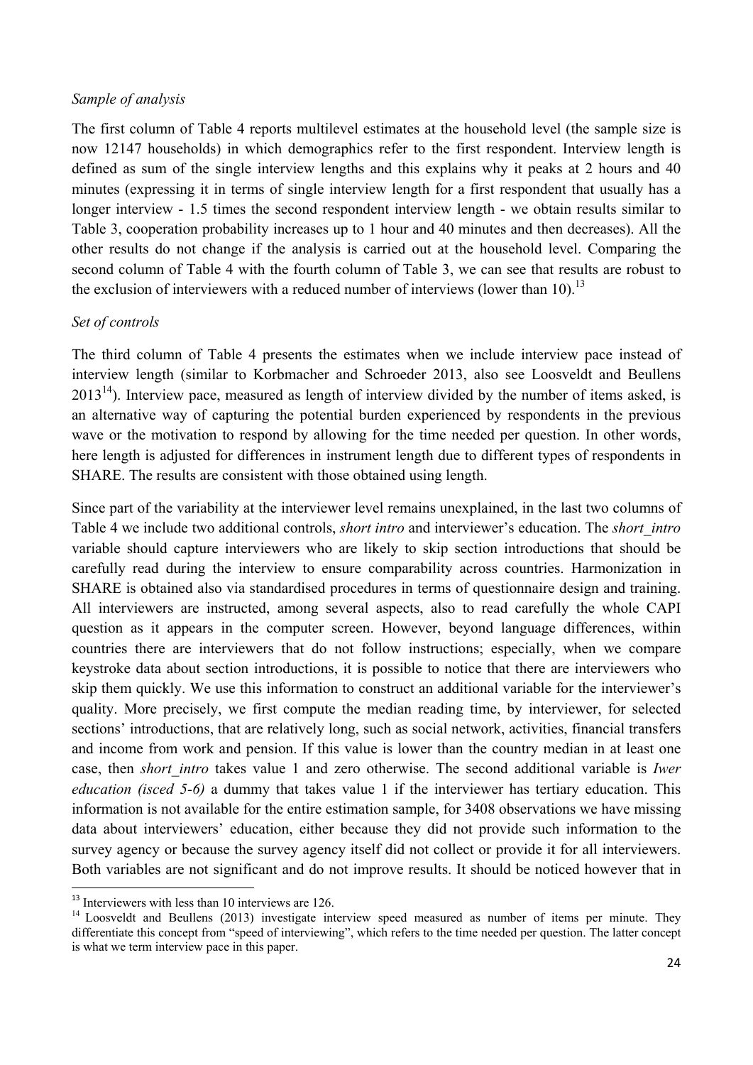*Sample of analysis*

The first column of Table 4 reports multilevel estimates at the household level (the sample size is now 12147 households) in which demographics refer to the first respondent. Interview length is defined as sum of the single interview lengths and this explains why it peaks at 2 hours and 40 minutes (expressing it in terms of single interview length for a first respondent that usually has a longer interview - 1.5 times the second respondent interview length - we obtain results similar to Table 3, cooperation probability increases up to 1 hour and 40 minutes and then decreases). All the other results do not change if the analysis is carried out at the household level. Comparing the second column of Table 4 with the fourth column of Table 3, we can see that results are robust to the exclusion of interviewers with a reduced number of interviews (lower than 10).[13]

*Set of controls*

The third column of Table 4 presents the estimates when we include interview pace instead of interview length (similar to Korbmacher and Schroeder 2013, also see Loosveldt and Beullens 2013[14]). Interview pace, measured as length of interview divided by the number of items asked, is an alternative way of capturing the potential burden experienced by respondents in the previous wave or the motivation to respond by allowing for the time needed per question. In other words, here length is adjusted for differences in instrument length due to different types of respondents in SHARE. The results are consistent with those obtained using length.

Since part of the variability at the interviewer level remains unexplained, in the last two columns of Table 4 we include two additional controls, *short intro* and interviewer's education. The *short_intro* variable should capture interviewers who are likely to skip section introductions that should be carefully read during the interview to ensure comparability across countries. Harmonization in SHARE is obtained also via standardised procedures in terms of questionnaire design and training. All interviewers are instructed, among several aspects, also to read carefully the whole CAPI question as it appears in the computer screen. However, beyond language differences, within countries there are interviewers that do not follow instructions; especially, when we compare keystroke data about section introductions, it is possible to notice that there are interviewers who skip them quickly. We use this information to construct an additional variable for the interviewer's quality. More precisely, we first compute the median reading time, by interviewer, for selected sections' introductions, that are relatively long, such as social network, activities, financial transfers and income from work and pension. If this value is lower than the country median in at least one case, then *short_intro* takes value 1 and zero otherwise. The second additional variable is *Iwer education (isced 5-6)* a dummy that takes value 1 if the interviewer has tertiary education. This information is not available for the entire estimation sample, for 3408 observations we have missing data about interviewers' education, either because they did not provide such information to the survey agency or because the survey agency itself did not collect or provide it for all interviewers. Both variables are not significant and do not improve results. It should be noticed however that in

---

[13] Interviewers with less than 10 interviews are 126.

[14] Loosveldt and Beullens (2013) investigate interview speed measured as number of items per minute. They differentiate this concept from "speed of interviewing", which refers to the time needed per question. The latter concept is what we term interview pace in this paper.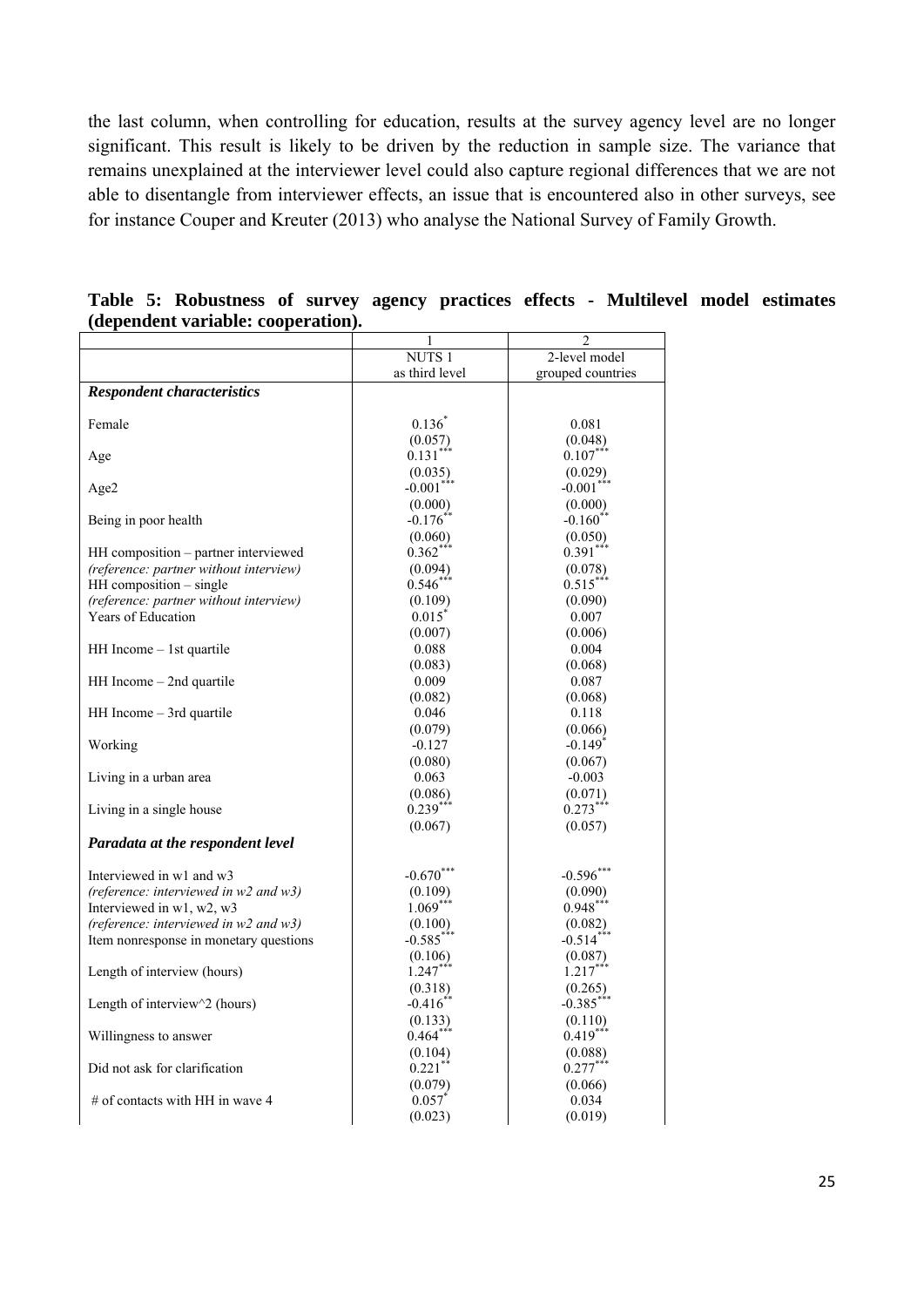the last column, when controlling for education, results at the survey agency level are no longer significant. This result is likely to be driven by the reduction in sample size. The variance that remains unexplained at the interviewer level could also capture regional differences that we are not able to disentangle from interviewer effects, an issue that is encountered also in other surveys, see for instance Couper and Kreuter (2013) who analyse the National Survey of Family Growth.

**Table 5: Robustness of survey agency practices effects - Multilevel model estimates (dependent variable: cooperation).**

| | 1 | 2 |
|---|---|---|
| | NUTS 1 as third level | 2-level model grouped countries |
| ***Respondent characteristics*** | | |
| Female | 0.136* | 0.081 |
| | (0.057) | (0.048) |
| Age | 0.131*** | 0.107*** |
| | (0.035) | (0.029) |
| Age2 | -0.001*** | -0.001*** |
| | (0.000) | (0.000) |
| Being in poor health | -0.176** | -0.160** |
| | (0.060) | (0.050) |
| HH composition – partner interviewed | 0.362*** | 0.391*** |
| *(reference: partner without interview)* | (0.094) | (0.078) |
| HH composition – single | 0.546*** | 0.515*** |
| *(reference: partner without interview)* | (0.109) | (0.090) |
| Years of Education | 0.015* | 0.007 |
| | (0.007) | (0.006) |
| HH Income – 1st quartile | 0.088 | 0.004 |
| | (0.083) | (0.068) |
| HH Income – 2nd quartile | 0.009 | 0.087 |
| | (0.082) | (0.068) |
| HH Income – 3rd quartile | 0.046 | 0.118 |
| | (0.079) | (0.066) |
| Working | -0.127 | -0.149* |
| | (0.080) | (0.067) |
| Living in a urban area | 0.063 | -0.003 |
| | (0.086) | (0.071) |
| Living in a single house | 0.239*** | 0.273*** |
| | (0.067) | (0.057) |
| ***Paradata at the respondent level*** | | |
| Interviewed in w1 and w3 | -0.670*** | -0.596*** |
| *(reference: interviewed in w2 and w3)* | (0.109) | (0.090) |
| Interviewed in w1, w2, w3 | 1.069*** | 0.948*** |
| *(reference: interviewed in w2 and w3)* | (0.100) | (0.082) |
| Item nonresponse in monetary questions | -0.585*** | -0.514*** |
| | (0.106) | (0.087) |
| Length of interview (hours) | 1.247*** | 1.217*** |
| | (0.318) | (0.265) |
| Length of interview^2 (hours) | -0.416** | -0.385*** |
| | (0.133) | (0.110) |
| Willingness to answer | 0.464*** | 0.419*** |
| | (0.104) | (0.088) |
| Did not ask for clarification | 0.221** | 0.277*** |
| | (0.079) | (0.066) |
| # of contacts with HH in wave 4 | 0.057* | 0.034 |
| | (0.023) | (0.019) |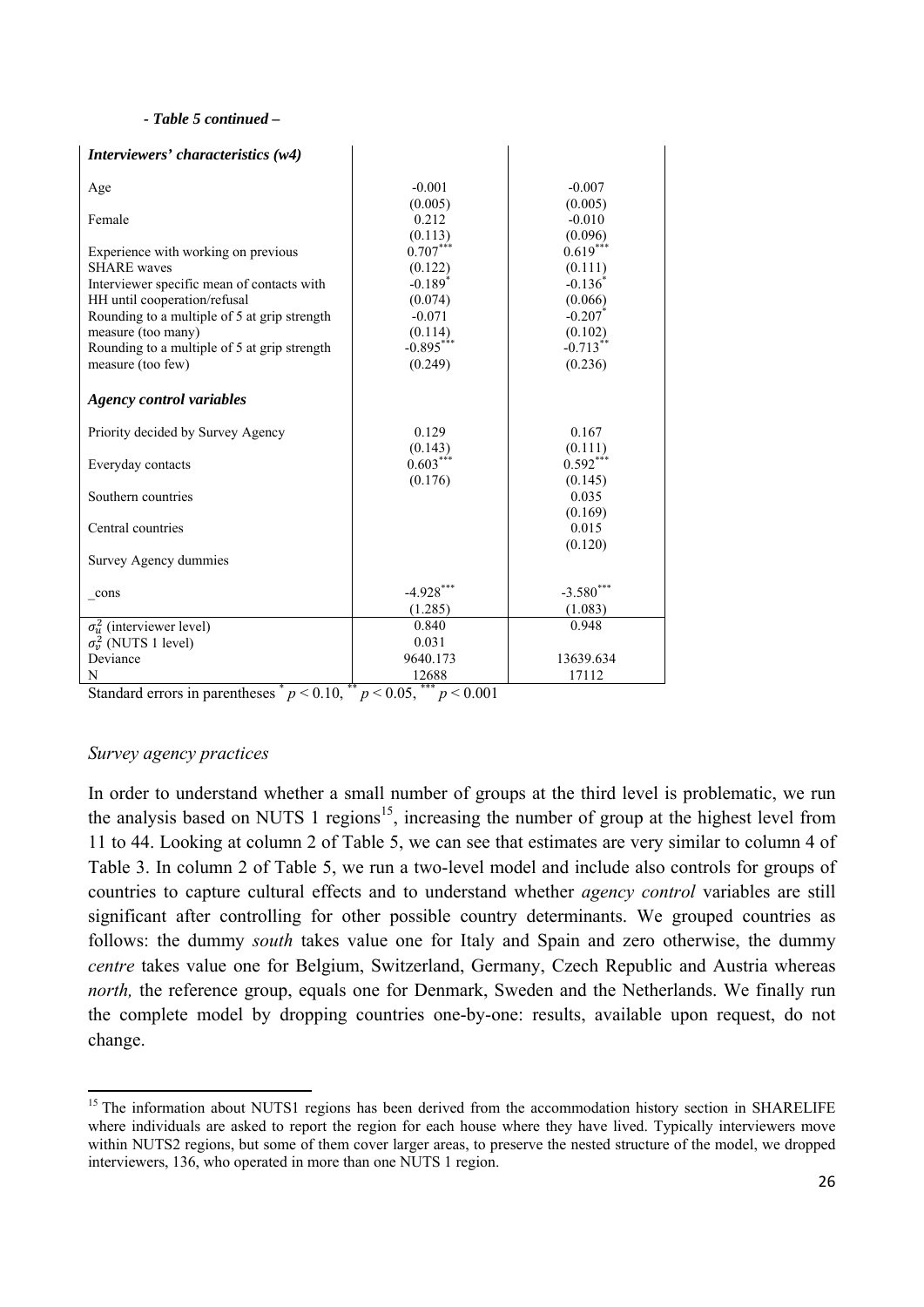*- Table 5 continued –*

| | | |
|---|---|---|
| ***Interviewers' characteristics (w4)*** | | |
| Age | -0.001 | -0.007 |
| | (0.005) | (0.005) |
| Female | 0.212 | -0.010 |
| | (0.113) | (0.096) |
| Experience with working on previous SHARE waves | 0.707*** | 0.619*** |
| | (0.122) | (0.111) |
| Interviewer specific mean of contacts with HH until cooperation/refusal | -0.189* | -0.136* |
| | (0.074) | (0.066) |
| Rounding to a multiple of 5 at grip strength measure (too many) | -0.071 | -0.207* |
| | (0.114) | (0.102) |
| Rounding to a multiple of 5 at grip strength measure (too few) | -0.895*** | -0.713** |
| | (0.249) | (0.236) |
| ***Agency control variables*** | | |
| Priority decided by Survey Agency | 0.129 | 0.167 |
| | (0.143) | (0.111) |
| Everyday contacts | 0.603*** | 0.592*** |
| | (0.176) | (0.145) |
| Southern countries | | 0.035 |
| | | (0.169) |
| Central countries | | 0.015 |
| | | (0.120) |
| Survey Agency dummies | | |
| _cons | -4.928*** | -3.580*** |
| | (1.285) | (1.083) |
| $\sigma_u^2$ (interviewer level) | 0.840 | 0.948 |
| $\sigma_v^2$ (NUTS 1 level) | 0.031 | |
| Deviance | 9640.173 | 13639.634 |
| N | 12688 | 17112 |

Standard errors in parentheses * $p < 0.10$, ** $p < 0.05$, *** $p < 0.001$

*Survey agency practices*

In order to understand whether a small number of groups at the third level is problematic, we run the analysis based on NUTS 1 regions[15], increasing the number of group at the highest level from 11 to 44. Looking at column 2 of Table 5, we can see that estimates are very similar to column 4 of Table 3. In column 2 of Table 5, we run a two-level model and include also controls for groups of countries to capture cultural effects and to understand whether *agency control* variables are still significant after controlling for other possible country determinants. We grouped countries as follows: the dummy *south* takes value one for Italy and Spain and zero otherwise, the dummy *centre* takes value one for Belgium, Switzerland, Germany, Czech Republic and Austria whereas *north,* the reference group, equals one for Denmark, Sweden and the Netherlands. We finally run the complete model by dropping countries one-by-one: results, available upon request, do not change.

[15] The information about NUTS1 regions has been derived from the accommodation history section in SHARELIFE where individuals are asked to report the region for each house where they have lived. Typically interviewers move within NUTS2 regions, but some of them cover larger areas, to preserve the nested structure of the model, we dropped interviewers, 136, who operated in more than one NUTS 1 region.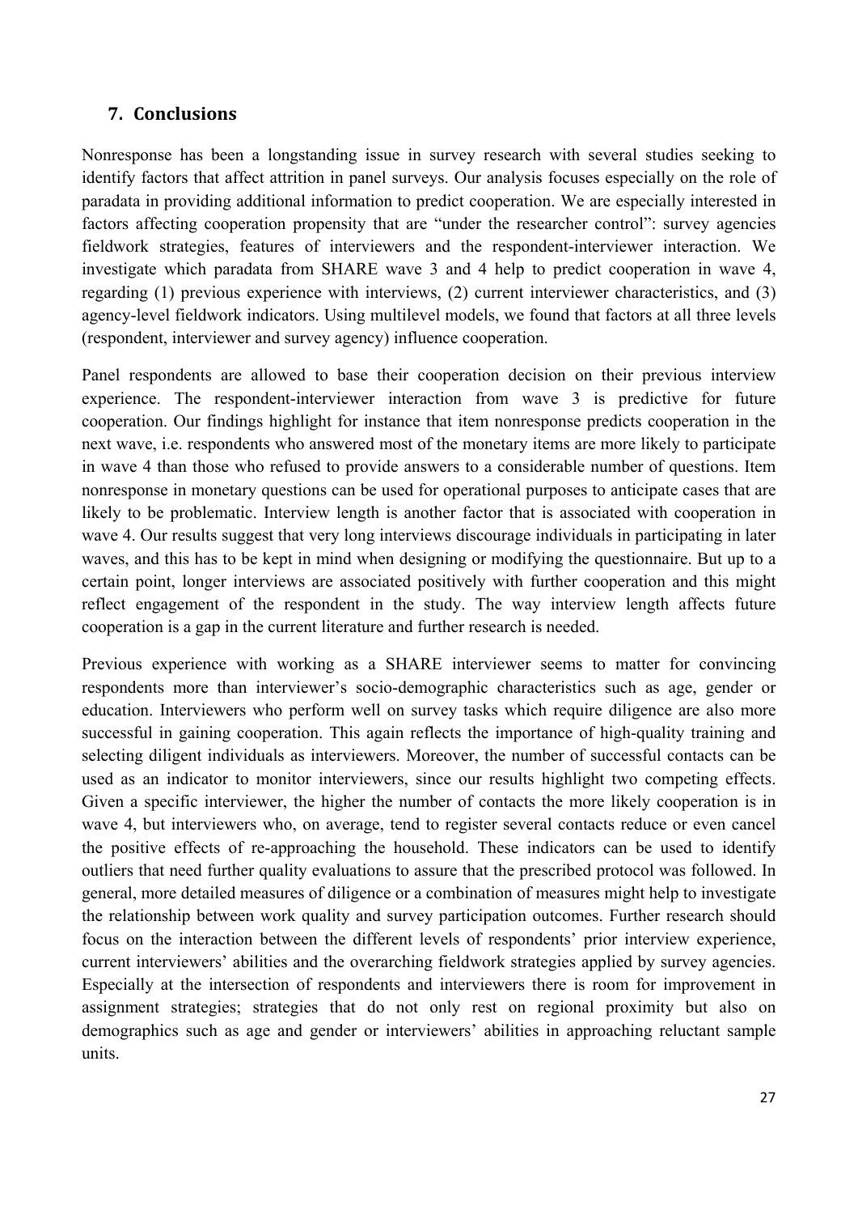## 7. Conclusions

Nonresponse has been a longstanding issue in survey research with several studies seeking to identify factors that affect attrition in panel surveys. Our analysis focuses especially on the role of paradata in providing additional information to predict cooperation. We are especially interested in factors affecting cooperation propensity that are "under the researcher control": survey agencies fieldwork strategies, features of interviewers and the respondent-interviewer interaction. We investigate which paradata from SHARE wave 3 and 4 help to predict cooperation in wave 4, regarding (1) previous experience with interviews, (2) current interviewer characteristics, and (3) agency-level fieldwork indicators. Using multilevel models, we found that factors at all three levels (respondent, interviewer and survey agency) influence cooperation.

Panel respondents are allowed to base their cooperation decision on their previous interview experience. The respondent-interviewer interaction from wave 3 is predictive for future cooperation. Our findings highlight for instance that item nonresponse predicts cooperation in the next wave, i.e. respondents who answered most of the monetary items are more likely to participate in wave 4 than those who refused to provide answers to a considerable number of questions. Item nonresponse in monetary questions can be used for operational purposes to anticipate cases that are likely to be problematic. Interview length is another factor that is associated with cooperation in wave 4. Our results suggest that very long interviews discourage individuals in participating in later waves, and this has to be kept in mind when designing or modifying the questionnaire. But up to a certain point, longer interviews are associated positively with further cooperation and this might reflect engagement of the respondent in the study. The way interview length affects future cooperation is a gap in the current literature and further research is needed.

Previous experience with working as a SHARE interviewer seems to matter for convincing respondents more than interviewer's socio-demographic characteristics such as age, gender or education. Interviewers who perform well on survey tasks which require diligence are also more successful in gaining cooperation. This again reflects the importance of high-quality training and selecting diligent individuals as interviewers. Moreover, the number of successful contacts can be used as an indicator to monitor interviewers, since our results highlight two competing effects. Given a specific interviewer, the higher the number of contacts the more likely cooperation is in wave 4, but interviewers who, on average, tend to register several contacts reduce or even cancel the positive effects of re-approaching the household. These indicators can be used to identify outliers that need further quality evaluations to assure that the prescribed protocol was followed. In general, more detailed measures of diligence or a combination of measures might help to investigate the relationship between work quality and survey participation outcomes. Further research should focus on the interaction between the different levels of respondents' prior interview experience, current interviewers' abilities and the overarching fieldwork strategies applied by survey agencies. Especially at the intersection of respondents and interviewers there is room for improvement in assignment strategies; strategies that do not only rest on regional proximity but also on demographics such as age and gender or interviewers' abilities in approaching reluctant sample units.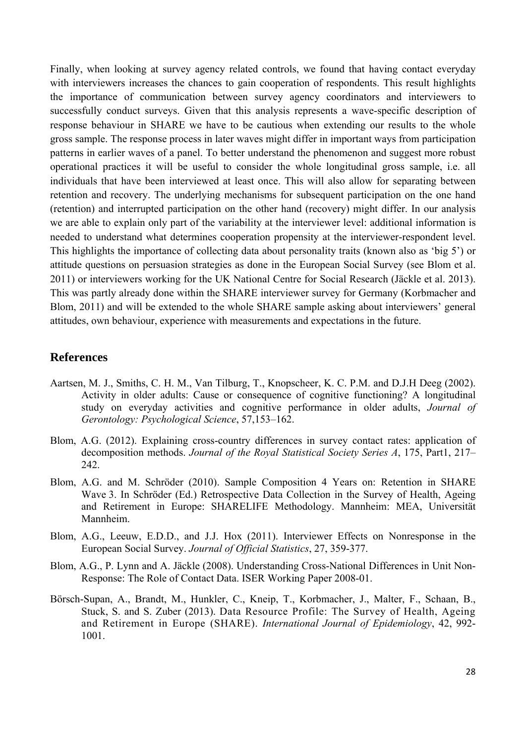Finally, when looking at survey agency related controls, we found that having contact everyday with interviewers increases the chances to gain cooperation of respondents. This result highlights the importance of communication between survey agency coordinators and interviewers to successfully conduct surveys. Given that this analysis represents a wave-specific description of response behaviour in SHARE we have to be cautious when extending our results to the whole gross sample. The response process in later waves might differ in important ways from participation patterns in earlier waves of a panel. To better understand the phenomenon and suggest more robust operational practices it will be useful to consider the whole longitudinal gross sample, i.e. all individuals that have been interviewed at least once. This will also allow for separating between retention and recovery. The underlying mechanisms for subsequent participation on the one hand (retention) and interrupted participation on the other hand (recovery) might differ. In our analysis we are able to explain only part of the variability at the interviewer level: additional information is needed to understand what determines cooperation propensity at the interviewer-respondent level. This highlights the importance of collecting data about personality traits (known also as 'big 5') or attitude questions on persuasion strategies as done in the European Social Survey (see Blom et al. 2011) or interviewers working for the UK National Centre for Social Research (Jäckle et al. 2013). This was partly already done within the SHARE interviewer survey for Germany (Korbmacher and Blom, 2011) and will be extended to the whole SHARE sample asking about interviewers' general attitudes, own behaviour, experience with measurements and expectations in the future.

## References

Aartsen, M. J., Smiths, C. H. M., Van Tilburg, T., Knopscheer, K. C. P.M. and D.J.H Deeg (2002). Activity in older adults: Cause or consequence of cognitive functioning? A longitudinal study on everyday activities and cognitive performance in older adults, *Journal of Gerontology: Psychological Science*, 57,153–162.

Blom, A.G. (2012). Explaining cross-country differences in survey contact rates: application of decomposition methods. *Journal of the Royal Statistical Society Series A*, 175, Part1, 217–242.

Blom, A.G. and M. Schröder (2010). Sample Composition 4 Years on: Retention in SHARE Wave 3. In Schröder (Ed.) Retrospective Data Collection in the Survey of Health, Ageing and Retirement in Europe: SHARELIFE Methodology. Mannheim: MEA, Universität Mannheim.

Blom, A.G., Leeuw, E.D.D., and J.J. Hox (2011). Interviewer Effects on Nonresponse in the European Social Survey. *Journal of Official Statistics*, 27, 359-377.

Blom, A.G., P. Lynn and A. Jäckle (2008). Understanding Cross-National Differences in Unit Non-Response: The Role of Contact Data. ISER Working Paper 2008-01.

Börsch-Supan, A., Brandt, M., Hunkler, C., Kneip, T., Korbmacher, J., Malter, F., Schaan, B., Stuck, S. and S. Zuber (2013). Data Resource Profile: The Survey of Health, Ageing and Retirement in Europe (SHARE). *International Journal of Epidemiology*, 42, 992-1001.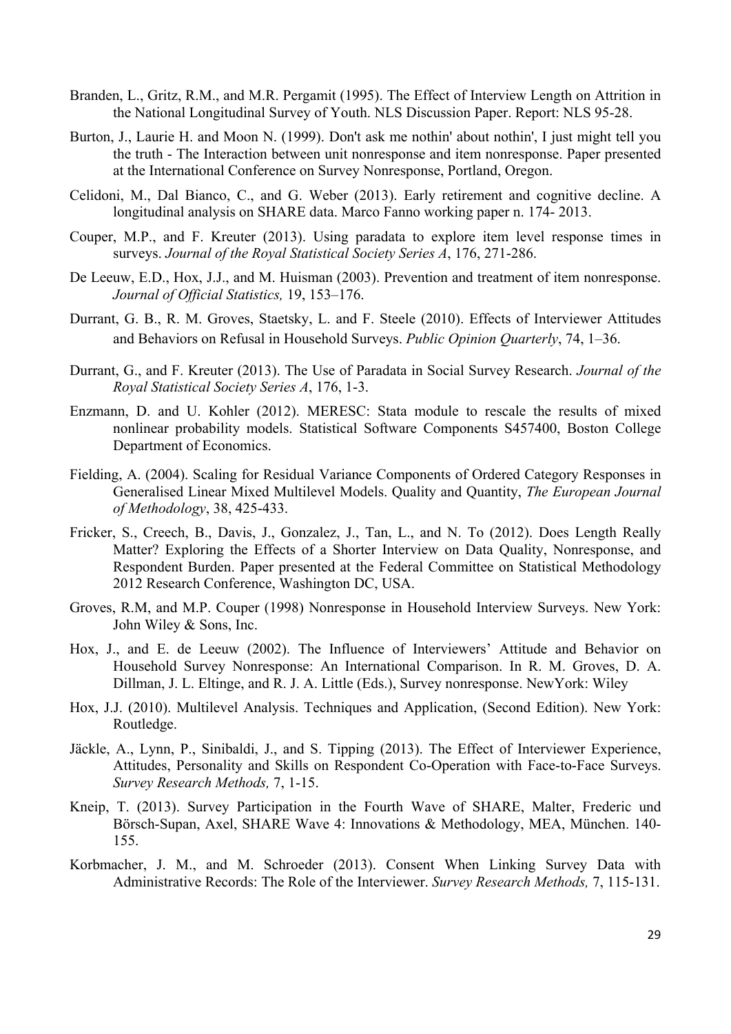Branden, L., Gritz, R.M., and M.R. Pergamit (1995). The Effect of Interview Length on Attrition in the National Longitudinal Survey of Youth. NLS Discussion Paper. Report: NLS 95-28.

Burton, J., Laurie H. and Moon N. (1999). Don't ask me nothin' about nothin', I just might tell you the truth - The Interaction between unit nonresponse and item nonresponse. Paper presented at the International Conference on Survey Nonresponse, Portland, Oregon.

Celidoni, M., Dal Bianco, C., and G. Weber (2013). Early retirement and cognitive decline. A longitudinal analysis on SHARE data. Marco Fanno working paper n. 174- 2013.

Couper, M.P., and F. Kreuter (2013). Using paradata to explore item level response times in surveys. *Journal of the Royal Statistical Society Series A*, 176, 271-286.

De Leeuw, E.D., Hox, J.J., and M. Huisman (2003). Prevention and treatment of item nonresponse. *Journal of Official Statistics,* 19, 153–176.

Durrant, G. B., R. M. Groves, Staetsky, L. and F. Steele (2010). Effects of Interviewer Attitudes and Behaviors on Refusal in Household Surveys. *Public Opinion Quarterly*, 74, 1–36.

Durrant, G., and F. Kreuter (2013). The Use of Paradata in Social Survey Research. *Journal of the Royal Statistical Society Series A*, 176, 1-3.

Enzmann, D. and U. Kohler (2012). MERESC: Stata module to rescale the results of mixed nonlinear probability models. Statistical Software Components S457400, Boston College Department of Economics.

Fielding, A. (2004). Scaling for Residual Variance Components of Ordered Category Responses in Generalised Linear Mixed Multilevel Models. Quality and Quantity, *The European Journal of Methodology*, 38, 425-433.

Fricker, S., Creech, B., Davis, J., Gonzalez, J., Tan, L., and N. To (2012). Does Length Really Matter? Exploring the Effects of a Shorter Interview on Data Quality, Nonresponse, and Respondent Burden. Paper presented at the Federal Committee on Statistical Methodology 2012 Research Conference, Washington DC, USA.

Groves, R.M, and M.P. Couper (1998) Nonresponse in Household Interview Surveys. New York: John Wiley & Sons, Inc.

Hox, J., and E. de Leeuw (2002). The Influence of Interviewers' Attitude and Behavior on Household Survey Nonresponse: An International Comparison. In R. M. Groves, D. A. Dillman, J. L. Eltinge, and R. J. A. Little (Eds.), Survey nonresponse. NewYork: Wiley

Hox, J.J. (2010). Multilevel Analysis. Techniques and Application, (Second Edition). New York: Routledge.

Jäckle, A., Lynn, P., Sinibaldi, J., and S. Tipping (2013). The Effect of Interviewer Experience, Attitudes, Personality and Skills on Respondent Co-Operation with Face-to-Face Surveys. *Survey Research Methods,* 7, 1-15.

Kneip, T. (2013). Survey Participation in the Fourth Wave of SHARE, Malter, Frederic und Börsch-Supan, Axel, SHARE Wave 4: Innovations & Methodology, MEA, München. 140-155.

Korbmacher, J. M., and M. Schroeder (2013). Consent When Linking Survey Data with Administrative Records: The Role of the Interviewer. *Survey Research Methods,* 7, 115-131.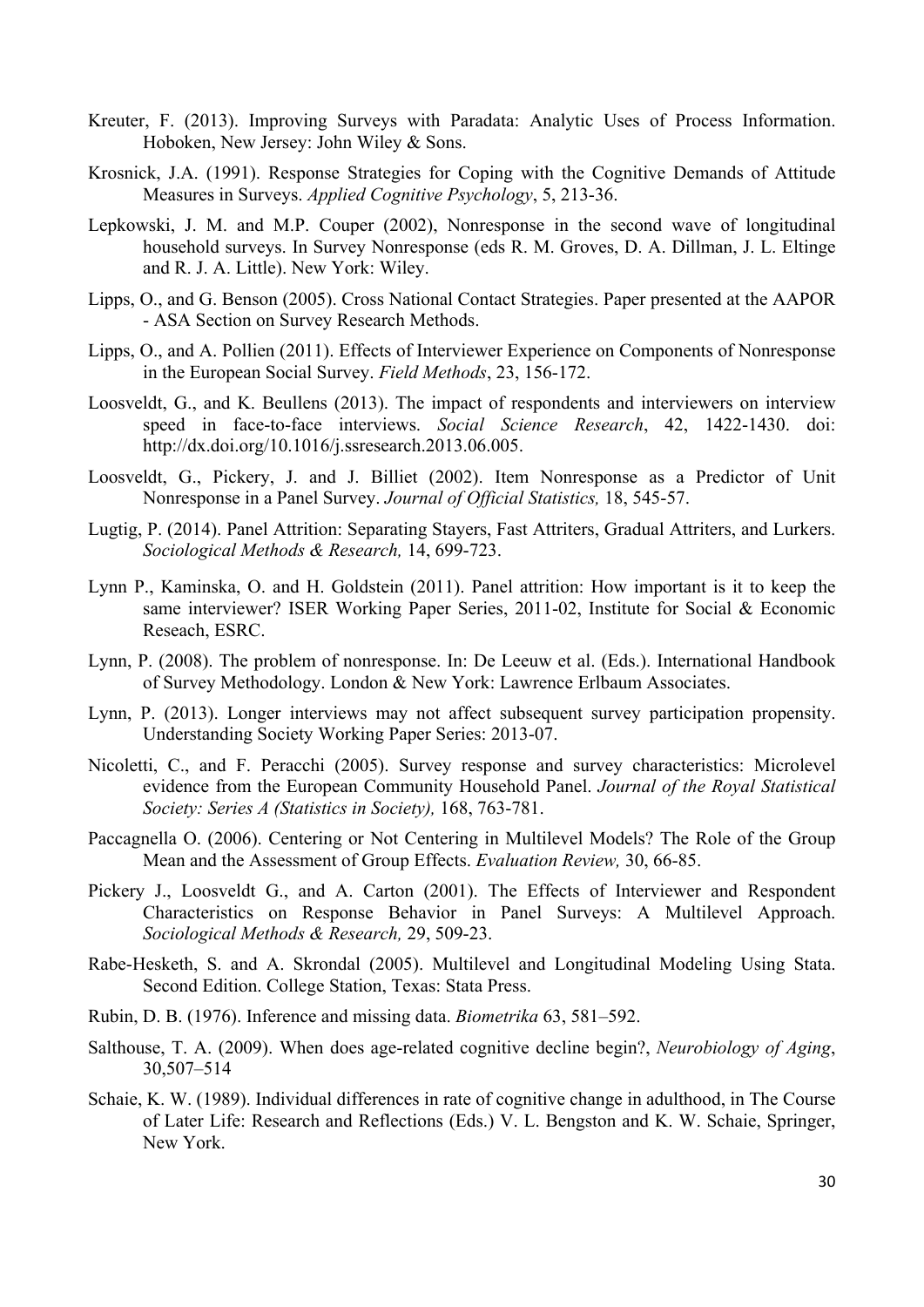Kreuter, F. (2013). Improving Surveys with Paradata: Analytic Uses of Process Information. Hoboken, New Jersey: John Wiley & Sons.

Krosnick, J.A. (1991). Response Strategies for Coping with the Cognitive Demands of Attitude Measures in Surveys. *Applied Cognitive Psychology*, 5, 213-36.

Lepkowski, J. M. and M.P. Couper (2002), Nonresponse in the second wave of longitudinal household surveys. In Survey Nonresponse (eds R. M. Groves, D. A. Dillman, J. L. Eltinge and R. J. A. Little). New York: Wiley.

Lipps, O., and G. Benson (2005). Cross National Contact Strategies. Paper presented at the AAPOR - ASA Section on Survey Research Methods.

Lipps, O., and A. Pollien (2011). Effects of Interviewer Experience on Components of Nonresponse in the European Social Survey. *Field Methods*, 23, 156-172.

Loosveldt, G., and K. Beullens (2013). The impact of respondents and interviewers on interview speed in face-to-face interviews. *Social Science Research*, 42, 1422-1430. doi: http://dx.doi.org/10.1016/j.ssresearch.2013.06.005.

Loosveldt, G., Pickery, J. and J. Billiet (2002). Item Nonresponse as a Predictor of Unit Nonresponse in a Panel Survey. *Journal of Official Statistics,* 18, 545-57.

Lugtig, P. (2014). Panel Attrition: Separating Stayers, Fast Attriters, Gradual Attriters, and Lurkers. *Sociological Methods & Research,* 14, 699-723.

Lynn P., Kaminska, O. and H. Goldstein (2011). Panel attrition: How important is it to keep the same interviewer? ISER Working Paper Series, 2011-02, Institute for Social & Economic Reseach, ESRC.

Lynn, P. (2008). The problem of nonresponse. In: De Leeuw et al. (Eds.). International Handbook of Survey Methodology. London & New York: Lawrence Erlbaum Associates.

Lynn, P. (2013). Longer interviews may not affect subsequent survey participation propensity. Understanding Society Working Paper Series: 2013-07.

Nicoletti, C., and F. Peracchi (2005). Survey response and survey characteristics: Microlevel evidence from the European Community Household Panel. *Journal of the Royal Statistical Society: Series A (Statistics in Society),* 168, 763-781.

Paccagnella O. (2006). Centering or Not Centering in Multilevel Models? The Role of the Group Mean and the Assessment of Group Effects. *Evaluation Review,* 30, 66-85.

Pickery J., Loosveldt G., and A. Carton (2001). The Effects of Interviewer and Respondent Characteristics on Response Behavior in Panel Surveys: A Multilevel Approach. *Sociological Methods & Research,* 29, 509-23.

Rabe-Hesketh, S. and A. Skrondal (2005). Multilevel and Longitudinal Modeling Using Stata. Second Edition. College Station, Texas: Stata Press.

Rubin, D. B. (1976). Inference and missing data. *Biometrika* 63, 581–592.

Salthouse, T. A. (2009). When does age-related cognitive decline begin?, *Neurobiology of Aging*, 30,507–514

Schaie, K. W. (1989). Individual differences in rate of cognitive change in adulthood, in The Course of Later Life: Research and Reflections (Eds.) V. L. Bengston and K. W. Schaie, Springer, New York.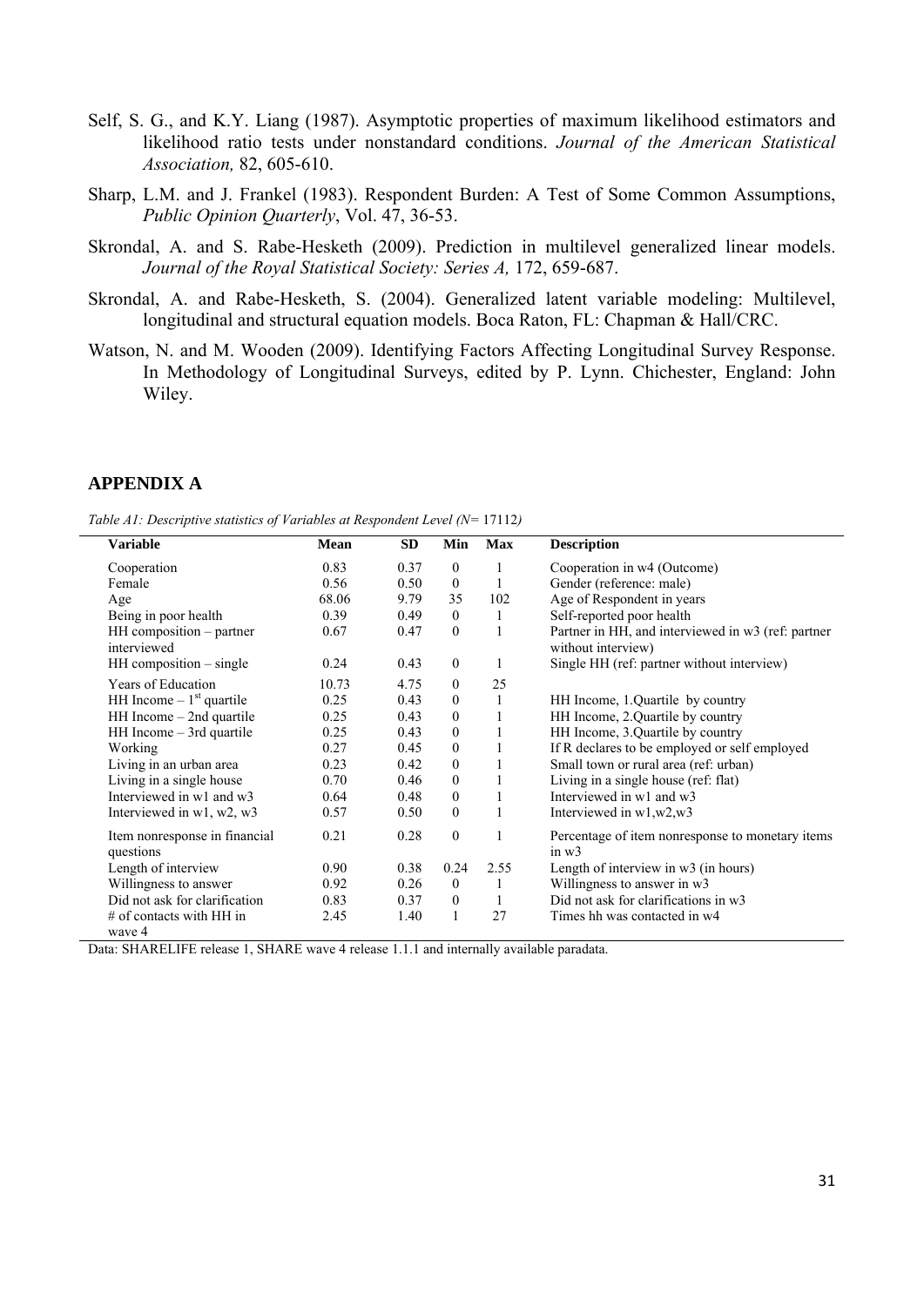Self, S. G., and K.Y. Liang (1987). Asymptotic properties of maximum likelihood estimators and likelihood ratio tests under nonstandard conditions. *Journal of the American Statistical Association,* 82, 605-610.

Sharp, L.M. and J. Frankel (1983). Respondent Burden: A Test of Some Common Assumptions, *Public Opinion Quarterly*, Vol. 47, 36-53.

Skrondal, A. and S. Rabe-Hesketh (2009). Prediction in multilevel generalized linear models. *Journal of the Royal Statistical Society: Series A,* 172, 659-687.

Skrondal, A. and Rabe-Hesketh, S. (2004). Generalized latent variable modeling: Multilevel, longitudinal and structural equation models. Boca Raton, FL: Chapman & Hall/CRC.

Watson, N. and M. Wooden (2009). Identifying Factors Affecting Longitudinal Survey Response. In Methodology of Longitudinal Surveys, edited by P. Lynn. Chichester, England: John Wiley.

## APPENDIX A

*Table A1: Descriptive statistics of Variables at Respondent Level (N=* 17112*)*

| Variable | Mean | SD | Min | Max | Description |
|---|---|---|---|---|---|
| Cooperation | 0.83 | 0.37 | 0 | 1 | Cooperation in w4 (Outcome) |
| Female | 0.56 | 0.50 | 0 | 1 | Gender (reference: male) |
| Age | 68.06 | 9.79 | 35 | 102 | Age of Respondent in years |
| Being in poor health | 0.39 | 0.49 | 0 | 1 | Self-reported poor health |
| HH composition – partner interviewed | 0.67 | 0.47 | 0 | 1 | Partner in HH, and interviewed in w3 (ref: partner without interview) |
| HH composition – single | 0.24 | 0.43 | 0 | 1 | Single HH (ref: partner without interview) |
| Years of Education | 10.73 | 4.75 | 0 | 25 | |
| HH Income – 1st quartile | 0.25 | 0.43 | 0 | 1 | HH Income, 1.Quartile by country |
| HH Income – 2nd quartile | 0.25 | 0.43 | 0 | 1 | HH Income, 2.Quartile by country |
| HH Income – 3rd quartile | 0.25 | 0.43 | 0 | 1 | HH Income, 3.Quartile by country |
| Working | 0.27 | 0.45 | 0 | 1 | If R declares to be employed or self employed |
| Living in an urban area | 0.23 | 0.42 | 0 | 1 | Small town or rural area (ref: urban) |
| Living in a single house | 0.70 | 0.46 | 0 | 1 | Living in a single house (ref: flat) |
| Interviewed in w1 and w3 | 0.64 | 0.48 | 0 | 1 | Interviewed in w1 and w3 |
| Interviewed in w1, w2, w3 | 0.57 | 0.50 | 0 | 1 | Interviewed in w1,w2,w3 |
| Item nonresponse in financial questions | 0.21 | 0.28 | 0 | 1 | Percentage of item nonresponse to monetary items in w3 |
| Length of interview | 0.90 | 0.38 | 0.24 | 2.55 | Length of interview in w3 (in hours) |
| Willingness to answer | 0.92 | 0.26 | 0 | 1 | Willingness to answer in w3 |
| Did not ask for clarification | 0.83 | 0.37 | 0 | 1 | Did not ask for clarifications in w3 |
| # of contacts with HH in wave 4 | 2.45 | 1.40 | 1 | 27 | Times hh was contacted in w4 |

Data: SHARELIFE release 1, SHARE wave 4 release 1.1.1 and internally available paradata.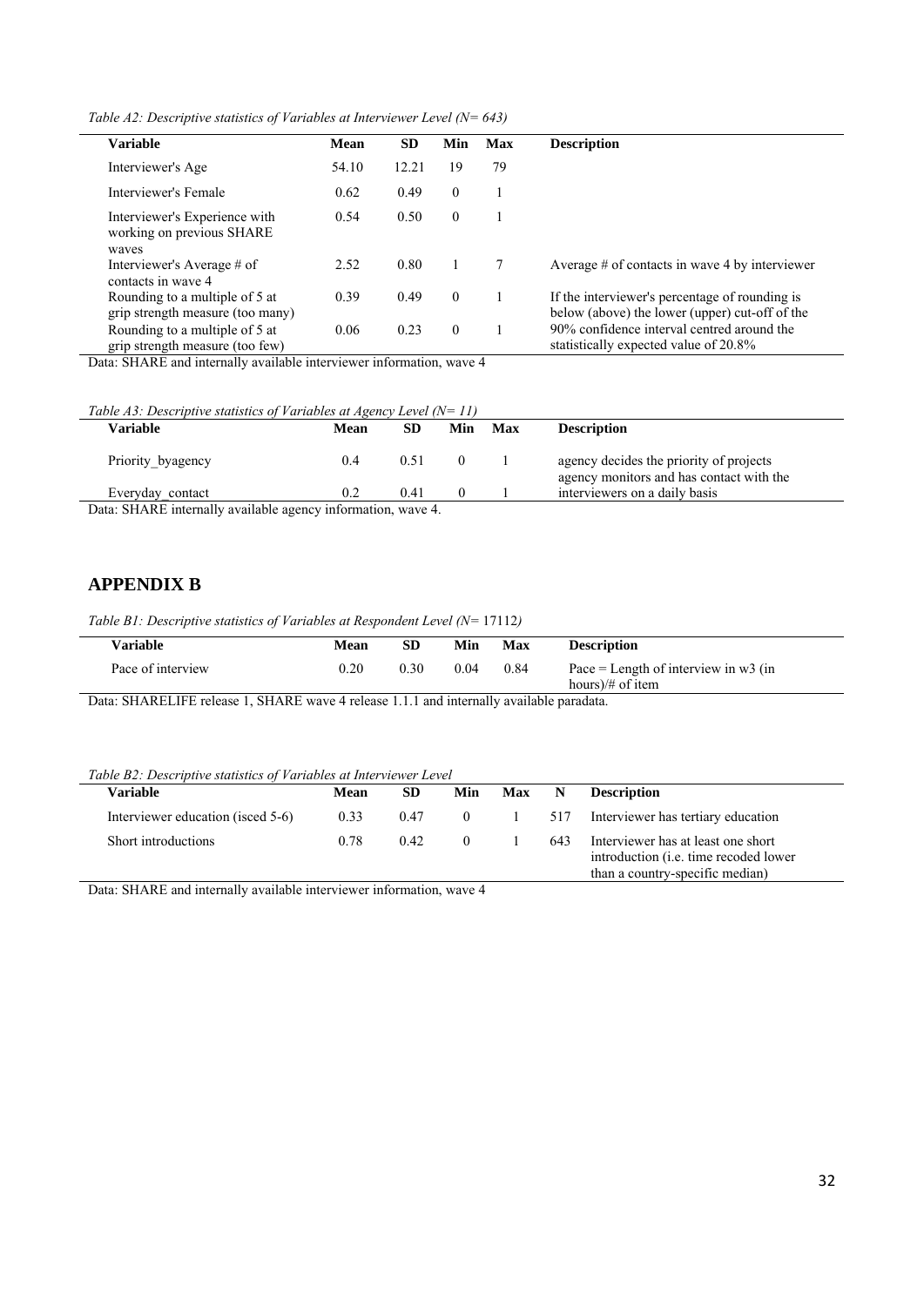*Table A2: Descriptive statistics of Variables at Interviewer Level (N= 643)*

| Variable | Mean | SD | Min | Max | Description |
|---|---|---|---|---|---|
| Interviewer's Age | 54.10 | 12.21 | 19 | 79 | |
| Interviewer's Female | 0.62 | 0.49 | 0 | 1 | |
| Interviewer's Experience with working on previous SHARE waves | 0.54 | 0.50 | 0 | 1 | |
| Interviewer's Average # of contacts in wave 4 | 2.52 | 0.80 | 1 | 7 | Average # of contacts in wave 4 by interviewer |
| Rounding to a multiple of 5 at grip strength measure (too many) | 0.39 | 0.49 | 0 | 1 | If the interviewer's percentage of rounding is below (above) the lower (upper) cut-off of the 90% confidence interval centred around the statistically expected value of 20.8% |
| Rounding to a multiple of 5 at grip strength measure (too few) | 0.06 | 0.23 | 0 | 1 | |

Data: SHARE and internally available interviewer information, wave 4

*Table A3: Descriptive statistics of Variables at Agency Level (N= 11)*

| Variable | Mean | SD | Min | Max | Description |
|---|---|---|---|---|---|
| Priority_byagency | 0.4 | 0.51 | 0 | 1 | agency decides the priority of projects |
| Everyday_contact | 0.2 | 0.41 | 0 | 1 | agency monitors and has contact with the interviewers on a daily basis |

Data: SHARE internally available agency information, wave 4.

## APPENDIX B

*Table B1: Descriptive statistics of Variables at Respondent Level (N=* 17112*)*

| Variable | Mean | SD | Min | Max | Description |
|---|---|---|---|---|---|
| Pace of interview | 0.20 | 0.30 | 0.04 | 0.84 | Pace = Length of interview in w3 (in hours)/# of item |

Data: SHARELIFE release 1, SHARE wave 4 release 1.1.1 and internally available paradata.

*Table B2: Descriptive statistics of Variables at Interviewer Level*

| Variable | Mean | SD | Min | Max | N | Description |
|---|---|---|---|---|---|---|
| Interviewer education (isced 5-6) | 0.33 | 0.47 | 0 | 1 | 517 | Interviewer has tertiary education |
| Short introductions | 0.78 | 0.42 | 0 | 1 | 643 | Interviewer has at least one short introduction (i.e. time recoded lower than a country-specific median) |

Data: SHARE and internally available interviewer information, wave 4